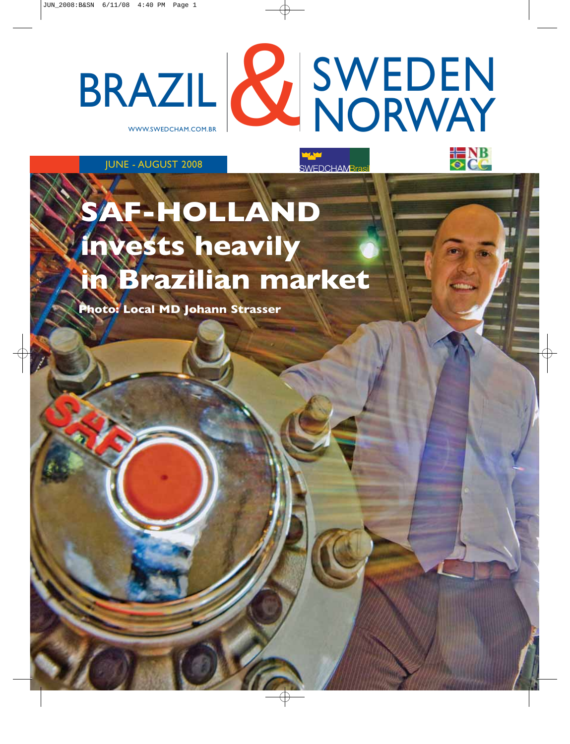# BRAZIL & SWEDEN NORWAY

WWW.SWEDCHAM.COM.BR

JUNE - AUGUST 2008

SWEDCHAMBrasil

NBCC

## SAF-HOLLAND invests heavily in Brazilian market

**Photo: Local MD Johann Strasser**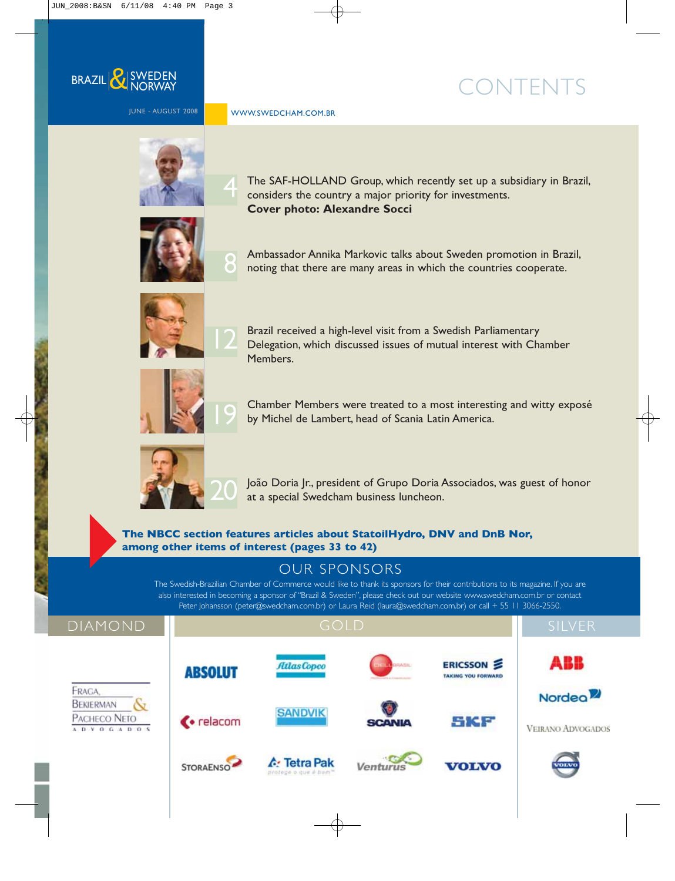BRAZIL & SWEDEN NORWAY

JUNE - AUGUST 2008

WWW.SWEDCHAM.COM.BR

# CONTENTS

**4** The SAF-HOLLAND Group, which recently set up a subsidiary in Brazil, considers the country a major priority for investments.
**Cover photo: Alexandre Socci**

**8** Ambassador Annika Markovic talks about Sweden promotion in Brazil, noting that there are many areas in which the countries cooperate.

**12** Brazil received a high-level visit from a Swedish Parliamentary Delegation, which discussed issues of mutual interest with Chamber Members.

**19** Chamber Members were treated to a most interesting and witty exposé by Michel de Lambert, head of Scania Latin America.

**20** João Doria Jr., president of Grupo Doria Associados, was guest of honor at a special Swedcham business luncheon.

**The NBCC section features articles about StatoilHydro, DNV and DnB Nor, among other items of interest (pages 33 to 42)**

## OUR SPONSORS

The Swedish-Brazilian Chamber of Commerce would like to thank its sponsors for their contributions to its magazine. If you are also interested in becoming a sponsor of "Brazil & Sweden", please check out our website www.swedcham.com.br or contact Peter Johansson (peter@swedcham.com.br) or Laura Reid (laura@swedcham.com.br) or call + 55 11 3066-2550.

### DIAMOND

Fraga, Bekierman & Pacheco Neto Advogados

### GOLD

Absolut, Atlas Copco, Ciell Brasil, Ericsson, Relacom, Sandvik, Scania, SKF, Stora Enso, Tetra Pak, Venturus, Volvo

### SILVER

ABB, Nordea, Veirano Advogados, Volvo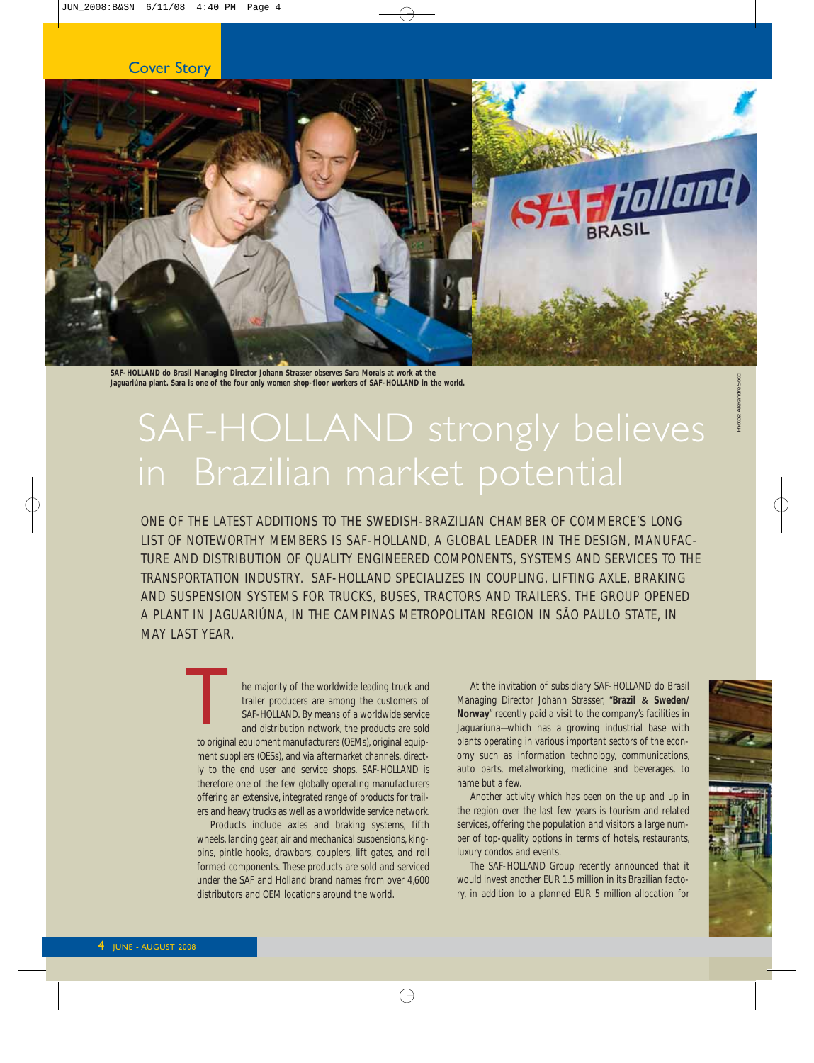Cover Story

SAF-HOLLAND do Brasil Managing Director Johann Strasser observes Sara Morais at work at the Jaguariúna plant. Sara is one of the four only women shop-floor workers of SAF-HOLLAND in the world.

Photos: Alexandre Socci

# SAF-HOLLAND strongly believes in Brazilian market potential

ONE OF THE LATEST ADDITIONS TO THE SWEDISH-BRAZILIAN CHAMBER OF COMMERCE'S LONG LIST OF NOTEWORTHY MEMBERS IS SAF-HOLLAND, A GLOBAL LEADER IN THE DESIGN, MANUFACTURE AND DISTRIBUTION OF QUALITY ENGINEERED COMPONENTS, SYSTEMS AND SERVICES TO THE TRANSPORTATION INDUSTRY. SAF-HOLLAND SPECIALIZES IN COUPLING, LIFTING AXLE, BRAKING AND SUSPENSION SYSTEMS FOR TRUCKS, BUSES, TRACTORS AND TRAILERS. THE GROUP OPENED A PLANT IN JAGUARIÚNA, IN THE CAMPINAS METROPOLITAN REGION IN SÃO PAULO STATE, IN MAY LAST YEAR.

The majority of the worldwide leading truck and trailer producers are among the customers of SAF-HOLLAND. By means of a worldwide service and distribution network, the products are sold to original equipment manufacturers (OEMs), original equipment suppliers (OESs), and via aftermarket channels, directly to the end user and service shops. SAF-HOLLAND is therefore one of the few globally operating manufacturers offering an extensive, integrated range of products for trailers and heavy trucks as well as a worldwide service network.

Products include axles and braking systems, fifth wheels, landing gear, air and mechanical suspensions, kingpins, pintle hooks, drawbars, couplers, lift gates, and roll formed components. These products are sold and serviced under the SAF and Holland brand names from over 4,600 distributors and OEM locations around the world.

At the invitation of subsidiary SAF-HOLLAND do Brasil Managing Director Johann Strasser, "**Brazil & Sweden/Norway**" recently paid a visit to the company's facilities in Jaguaríuna—which has a growing industrial base with plants operating in various important sectors of the economy such as information technology, communications, auto parts, metalworking, medicine and beverages, to name but a few.

Another activity which has been on the up and up in the region over the last few years is tourism and related services, offering the population and visitors a large number of top-quality options in terms of hotels, restaurants, luxury condos and events.

The SAF-HOLLAND Group recently announced that it would invest another EUR 1.5 million in its Brazilian factory, in addition to a planned EUR 5 million allocation for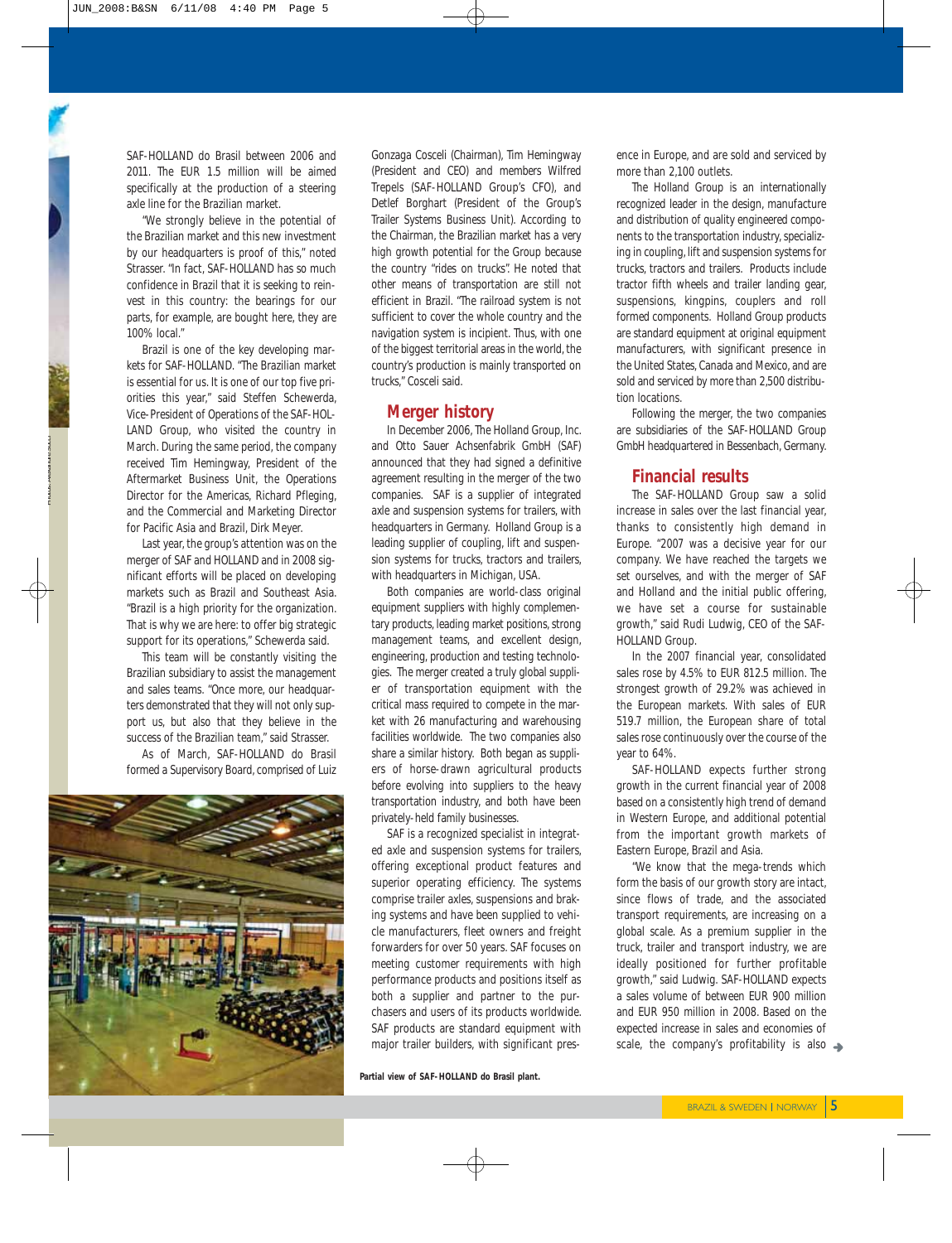SAF-HOLLAND do Brasil between 2006 and 2011. The EUR 1.5 million will be aimed specifically at the production of a steering axle line for the Brazilian market.

"We strongly believe in the potential of the Brazilian market and this new investment by our headquarters is proof of this," noted Strasser. "In fact, SAF-HOLLAND has so much confidence in Brazil that it is seeking to reinvest in this country: the bearings for our parts, for example, are bought here, they are 100% local."

Brazil is one of the key developing markets for SAF-HOLLAND. "The Brazilian market is essential for us. It is one of our top five priorities this year," said Steffen Schewerda, Vice-President of Operations of the SAF-HOLLAND Group, who visited the country in March. During the same period, the company received Tim Hemingway, President of the Aftermarket Business Unit, the Operations Director for the Americas, Richard Pfleging, and the Commercial and Marketing Director for Pacific Asia and Brazil, Dirk Meyer.

Last year, the group's attention was on the merger of SAF and HOLLAND and in 2008 significant efforts will be placed on developing markets such as Brazil and Southeast Asia. "Brazil is a high priority for the organization. That is why we are here: to offer big strategic support for its operations," Schewerda said.

This team will be constantly visiting the Brazilian subsidiary to assist the management and sales teams. "Once more, our headquarters demonstrated that they will not only support us, but also that they believe in the success of the Brazilian team," said Strasser.

As of March, SAF-HOLLAND do Brasil formed a Supervisory Board, comprised of Luiz Gonzaga Cosceli (Chairman), Tim Hemingway (President and CEO) and members Wilfred Trepels (SAF-HOLLAND Group's CFO), and Detlef Borghart (President of the Group's Trailer Systems Business Unit). According to the Chairman, the Brazilian market has a very high growth potential for the Group because the country "rides on trucks". He noted that other means of transportation are still not efficient in Brazil. "The railroad system is not sufficient to cover the whole country and the navigation system is incipient. Thus, with one of the biggest territorial areas in the world, the country's production is mainly transported on trucks," Cosceli said.

## Merger history

In December 2006, The Holland Group, Inc. and Otto Sauer Achsenfabrik GmbH (SAF) announced that they had signed a definitive agreement resulting in the merger of the two companies. SAF is a supplier of integrated axle and suspension systems for trailers, with headquarters in Germany. Holland Group is a leading supplier of coupling, lift and suspension systems for trucks, tractors and trailers, with headquarters in Michigan, USA.

Both companies are world-class original equipment suppliers with highly complementary products, leading market positions, strong management teams, and excellent design, engineering, production and testing technologies. The merger created a truly global supplier of transportation equipment with the critical mass required to compete in the market with 26 manufacturing and warehousing facilities worldwide. The two companies also share a similar history. Both began as suppliers of horse-drawn agricultural products before evolving into suppliers to the heavy transportation industry, and both have been privately-held family businesses.

SAF is a recognized specialist in integrated axle and suspension systems for trailers, offering exceptional product features and superior operating efficiency. The systems comprise trailer axles, suspensions and braking systems and have been supplied to vehicle manufacturers, fleet owners and freight forwarders for over 50 years. SAF focuses on meeting customer requirements with high performance products and positions itself as both a supplier and partner to the purchasers and users of its products worldwide. SAF products are standard equipment with major trailer builders, with significant presence in Europe, and are sold and serviced by more than 2,100 outlets.

The Holland Group is an internationally recognized leader in the design, manufacture and distribution of quality engineered components to the transportation industry, specializing in coupling, lift and suspension systems for trucks, tractors and trailers. Products include tractor fifth wheels and trailer landing gear, suspensions, kingpins, couplers and roll formed components. Holland Group products are standard equipment at original equipment manufacturers, with significant presence in the United States, Canada and Mexico, and are sold and serviced by more than 2,500 distribution locations.

Following the merger, the two companies are subsidiaries of the SAF-HOLLAND Group GmbH headquartered in Bessenbach, Germany.

## Financial results

The SAF-HOLLAND Group saw a solid increase in sales over the last financial year, thanks to consistently high demand in Europe. "2007 was a decisive year for our company. We have reached the targets we set ourselves, and with the merger of SAF and Holland and the initial public offering, we have set a course for sustainable growth," said Rudi Ludwig, CEO of the SAF-HOLLAND Group.

In the 2007 financial year, consolidated sales rose by 4.5% to EUR 812.5 million. The strongest growth of 29.2% was achieved in the European markets. With sales of EUR 519.7 million, the European share of total sales rose continuously over the course of the year to 64%.

SAF-HOLLAND expects further strong growth in the current financial year of 2008 based on a consistently high trend of demand in Western Europe, and additional potential from the important growth markets of Eastern Europe, Brazil and Asia.

"We know that the mega-trends which form the basis of our growth story are intact, since flows of trade, and the associated transport requirements, are increasing on a global scale. As a premium supplier in the truck, trailer and transport industry, we are ideally positioned for further profitable growth," said Ludwig. SAF-HOLLAND expects a sales volume of between EUR 900 million and EUR 950 million in 2008. Based on the expected increase in sales and economies of scale, the company's profitability is also

**Partial view of SAF-HOLLAND do Brasil plant.**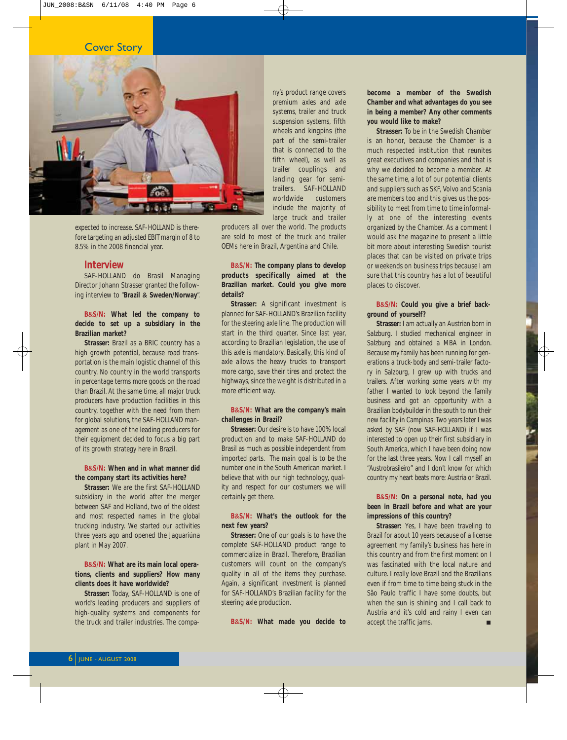## Cover Story

expected to increase. SAF-HOLLAND is therefore targeting an adjusted EBIT margin of 8 to 8.5% in the 2008 financial year.

### Interview

SAF-HOLLAND do Brasil Managing Director Johann Strasser granted the following interview to "**Brazil & Sweden/Norway**".

**B&S/N: What led the company to decide to set up a subsidiary in the Brazilian market?**

**Strasser:** Brazil as a BRIC country has a high growth potential, because road transportation is the main logistic channel of this country. No country in the world transports in percentage terms more goods on the road than Brazil. At the same time, all major truck producers have production facilities in this country, together with the need from them for global solutions, the SAF-HOLLAND management as one of the leading producers for their equipment decided to focus a big part of its growth strategy here in Brazil.

**B&S/N: When and in what manner did the company start its activities here?**

**Strasser:** We are the first SAF-HOLLAND subsidiary in the world after the merger between SAF and Holland, two of the oldest and most respected names in the global trucking industry. We started our activities three years ago and opened the Jaguariúna plant in May 2007.

**B&S/N: What are its main local operations, clients and suppliers? How many clients does it have worldwide?**

**Strasser:** Today, SAF-HOLLAND is one of world's leading producers and suppliers of high-quality systems and components for the truck and trailer industries. The company's product range covers premium axles and axle systems, trailer and truck suspension systems, fifth wheels and kingpins (the part of the semi-trailer that is connected to the fifth wheel), as well as trailer couplings and landing gear for semi-trailers. SAF-HOLLAND worldwide customers include the majority of large truck and trailer producers all over the world. The products are sold to most of the truck and trailer OEMs here in Brazil, Argentina and Chile.

**B&S/N: The company plans to develop products specifically aimed at the Brazilian market. Could you give more details?**

**Strasser:** A significant investment is planned for SAF-HOLLAND's Brazilian facility for the steering axle line. The production will start in the third quarter. Since last year, according to Brazilian legislation, the use of this axle is mandatory. Basically, this kind of axle allows the heavy trucks to transport more cargo, save their tires and protect the highways, since the weight is distributed in a more efficient way.

**B&S/N: What are the company's main challenges in Brazil?**

**Strasser:** Our desire is to have 100% local production and to make SAF-HOLLAND do Brasil as much as possible independent from imported parts. The main goal is to be the number one in the South American market. I believe that with our high technology, quality and respect for our costumers we will certainly get there.

**B&S/N: What's the outlook for the next few years?**

**Strasser:** One of our goals is to have the complete SAF-HOLLAND product range to commercialize in Brazil. Therefore, Brazilian customers will count on the company's quality in all of the items they purchase. Again, a significant investment is planned for SAF-HOLLAND's Brazilian facility for the steering axle production.

**B&S/N: What made you decide to become a member of the Swedish Chamber and what advantages do you see in being a member? Any other comments you would like to make?**

**Strasser:** To be in the Swedish Chamber is an honor, because the Chamber is a much respected institution that reunites great executives and companies and that is why we decided to become a member. At the same time, a lot of our potential clients and suppliers such as SKF, Volvo and Scania are members too and this gives us the possibility to meet from time to time informally at one of the interesting events organized by the Chamber. As a comment I would ask the magazine to present a little bit more about interesting Swedish tourist places that can be visited on private trips or weekends on business trips because I am sure that this country has a lot of beautiful places to discover.

**B&S/N: Could you give a brief background of yourself?**

**Strasser:** I am actually an Austrian born in Salzburg. I studied mechanical engineer in Salzburg and obtained a MBA in London. Because my family has been running for generations a truck-body and semi-trailer factory in Salzburg, I grew up with trucks and trailers. After working some years with my father I wanted to look beyond the family business and got an opportunity with a Brazilian bodybuilder in the south to run their new facility in Campinas. Two years later I was asked by SAF (now SAF-HOLLAND) if I was interested to open up their first subsidiary in South America, which I have been doing now for the last three years. Now I call myself an "Austrobrasileiro" and I don't know for which country my heart beats more: Austria or Brazil.

**B&S/N: On a personal note, had you been in Brazil before and what are your impressions of this country?**

**Strasser:** Yes, I have been traveling to Brazil for about 10 years because of a license agreement my family's business has here in this country and from the first moment on I was fascinated with the local nature and culture. I really love Brazil and the Brazilians even if from time to time being stuck in the São Paulo traffic I have some doubts, but when the sun is shining and I call back to Austria and it's cold and rainy I even can accept the traffic jams. ■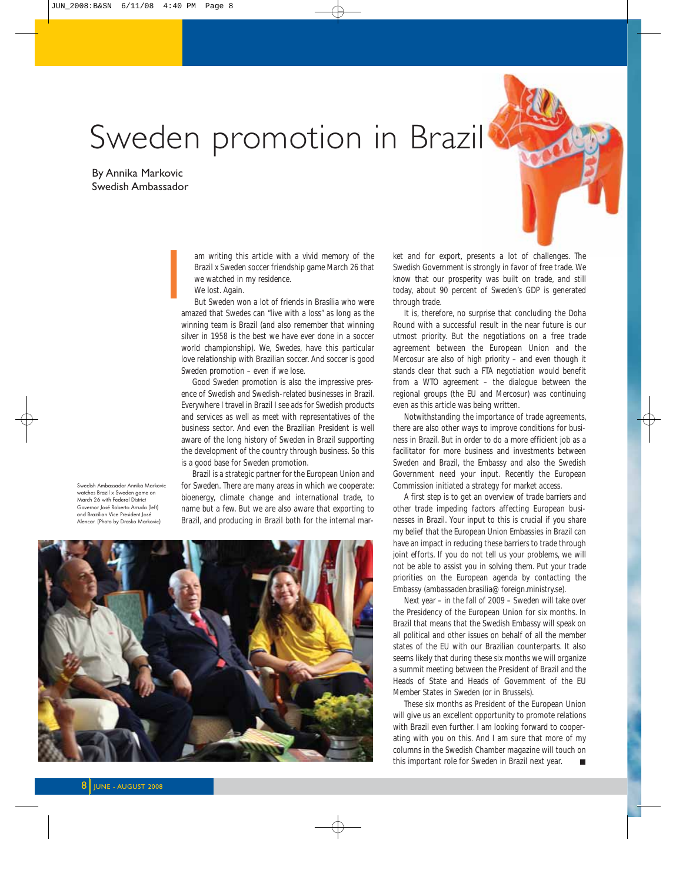# Sweden promotion in Brazil

By Annika Markovic
Swedish Ambassador

I am writing this article with a vivid memory of the Brazil x Sweden soccer friendship game March 26 that we watched in my residence.

We lost. Again.

But Sweden won a lot of friends in Brasília who were amazed that Swedes can "live with a loss" as long as the winning team is Brazil (and also remember that winning silver in 1958 is the best we have ever done in a soccer world championship). We, Swedes, have this particular love relationship with Brazilian soccer. And soccer is good Sweden promotion – even if we lose.

Good Sweden promotion is also the impressive presence of Swedish and Swedish-related businesses in Brazil. Everywhere I travel in Brazil I see ads for Swedish products and services as well as meet with representatives of the business sector. And even the Brazilian President is well aware of the long history of Sweden in Brazil supporting the development of the country through business. So this is a good base for Sweden promotion.

Brazil is a strategic partner for the European Union and for Sweden. There are many areas in which we cooperate: bioenergy, climate change and international trade, to name but a few. But we are also aware that exporting to Brazil, and producing in Brazil both for the internal market and for export, presents a lot of challenges. The Swedish Government is strongly in favor of free trade. We know that our prosperity was built on trade, and still today, about 90 percent of Sweden's GDP is generated through trade.

Swedish Ambassador Annika Markovic watches Brazil x Sweden game on March 26 with Federal District Governor José Roberto Arruda (left) and Brazilian Vice President José Alencar. (Photo by Drasko Markovic)

It is, therefore, no surprise that concluding the Doha Round with a successful result in the near future is our utmost priority. But the negotiations on a free trade agreement between the European Union and the Mercosur are also of high priority – and even though it stands clear that such a FTA negotiation would benefit from a WTO agreement – the dialogue between the regional groups (the EU and Mercosur) was continuing even as this article was being written.

Notwithstanding the importance of trade agreements, there are also other ways to improve conditions for business in Brazil. But in order to do a more efficient job as a facilitator for more business and investments between Sweden and Brazil, the Embassy and also the Swedish Government need your input. Recently the European Commission initiated a strategy for market access.

A first step is to get an overview of trade barriers and other trade impeding factors affecting European businesses in Brazil. Your input to this is crucial if you share my belief that the European Union Embassies in Brazil can have an impact in reducing these barriers to trade through joint efforts. If you do not tell us your problems, we will not be able to assist you in solving them. Put your trade priorities on the European agenda by contacting the Embassy (ambassaden.brasilia@foreign.ministry.se).

Next year – in the fall of 2009 – Sweden will take over the Presidency of the European Union for six months. In Brazil that means that the Swedish Embassy will speak on all political and other issues on behalf of all the member states of the EU with our Brazilian counterparts. It also seems likely that during these six months we will organize a summit meeting between the President of Brazil and the Heads of State and Heads of Government of the EU Member States in Sweden (or in Brussels).

These six months as President of the European Union will give us an excellent opportunity to promote relations with Brazil even further. I am looking forward to cooperating with you on this. And I am sure that more of my columns in the Swedish Chamber magazine will touch on this important role for Sweden in Brazil next year. ■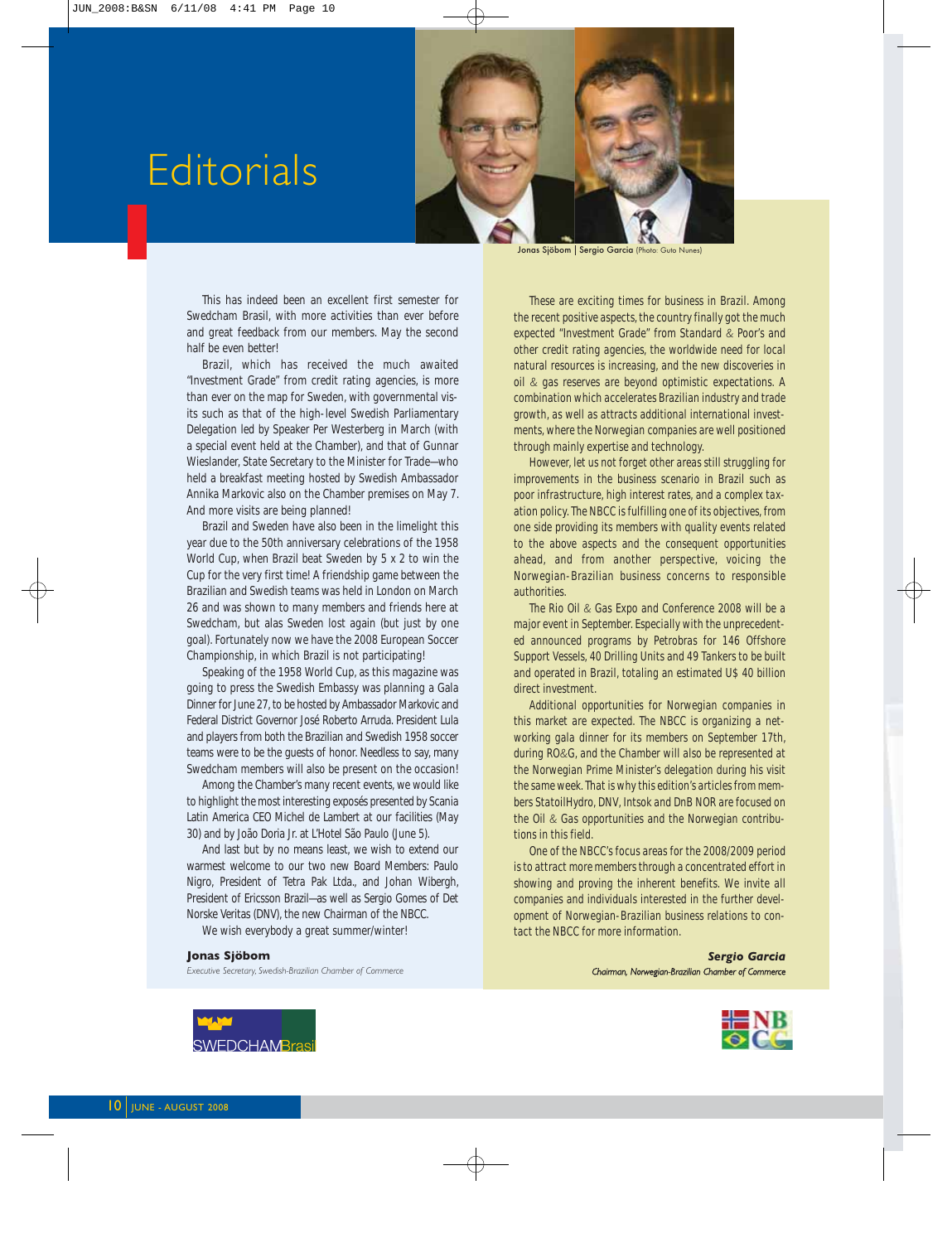# Editorials

Jonas Sjöbom | Sergio Garcia (Photo: Guto Nunes)

This has indeed been an excellent first semester for Swedcham Brasil, with more activities than ever before and great feedback from our members. May the second half be even better!

Brazil, which has received the much awaited "Investment Grade" from credit rating agencies, is more than ever on the map for Sweden, with governmental visits such as that of the high-level Swedish Parliamentary Delegation led by Speaker Per Westerberg in March (with a special event held at the Chamber), and that of Gunnar Wieslander, State Secretary to the Minister for Trade—who held a breakfast meeting hosted by Swedish Ambassador Annika Markovic also on the Chamber premises on May 7. And more visits are being planned!

Brazil and Sweden have also been in the limelight this year due to the 50th anniversary celebrations of the 1958 World Cup, when Brazil beat Sweden by 5 x 2 to win the Cup for the very first time! A friendship game between the Brazilian and Swedish teams was held in London on March 26 and was shown to many members and friends here at Swedcham, but alas Sweden lost again (but just by one goal). Fortunately now we have the 2008 European Soccer Championship, in which Brazil is not participating!

Speaking of the 1958 World Cup, as this magazine was going to press the Swedish Embassy was planning a Gala Dinner for June 27, to be hosted by Ambassador Markovic and Federal District Governor José Roberto Arruda. President Lula and players from both the Brazilian and Swedish 1958 soccer teams were to be the guests of honor. Needless to say, many Swedcham members will also be present on the occasion!

Among the Chamber's many recent events, we would like to highlight the most interesting exposés presented by Scania Latin America CEO Michel de Lambert at our facilities (May 30) and by João Doria Jr. at L'Hotel São Paulo (June 5).

And last but by no means least, we wish to extend our warmest welcome to our two new Board Members: Paulo Nigro, President of Tetra Pak Ltda., and Johan Wibergh, President of Ericsson Brazil—as well as Sergio Gomes of Det Norske Veritas (DNV), the new Chairman of the NBCC.

We wish everybody a great summer/winter!

**Jonas Sjöbom**
*Executive Secretary, Swedish-Brazilian Chamber of Commerce*

SWEDCHAMBrasil

These are exciting times for business in Brazil. Among the recent positive aspects, the country finally got the much expected "Investment Grade" from Standard & Poor's and other credit rating agencies, the worldwide need for local natural resources is increasing, and the new discoveries in oil & gas reserves are beyond optimistic expectations. A combination which accelerates Brazilian industry and trade growth, as well as attracts additional international investments, where the Norwegian companies are well positioned through mainly expertise and technology.

However, let us not forget other areas still struggling for improvements in the business scenario in Brazil such as poor infrastructure, high interest rates, and a complex taxation policy. The NBCC is fulfilling one of its objectives, from one side providing its members with quality events related to the above aspects and the consequent opportunities ahead, and from another perspective, voicing the Norwegian-Brazilian business concerns to responsible authorities.

The Rio Oil & Gas Expo and Conference 2008 will be a major event in September. Especially with the unprecedented announced programs by Petrobras for 146 Offshore Support Vessels, 40 Drilling Units and 49 Tankers to be built and operated in Brazil, totaling an estimated U$ 40 billion direct investment.

Additional opportunities for Norwegian companies in this market are expected. The NBCC is organizing a networking gala dinner for its members on September 17th, during RO&G, and the Chamber will also be represented at the Norwegian Prime Minister's delegation during his visit the same week. That is why this edition's articles from members StatoilHydro, DNV, Intsok and DnB NOR are focused on the Oil & Gas opportunities and the Norwegian contributions in this field.

One of the NBCC's focus areas for the 2008/2009 period is to attract more members through a concentrated effort in showing and proving the inherent benefits. We invite all companies and individuals interested in the further development of Norwegian-Brazilian business relations to contact the NBCC for more information.

***Sergio Garcia***
*Chairman, Norwegian-Brazilian Chamber of Commerce*

NBCC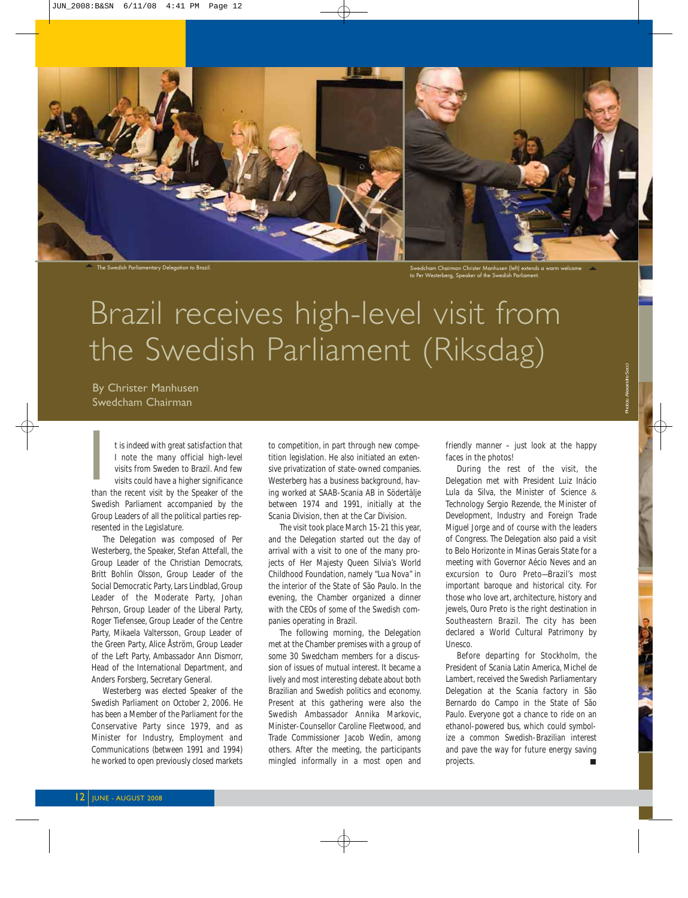The Swedish Parliamentary Delegation to Brazil.

Swedcham Chairman Christer Manhusen (left) extends a warm welcome to Per Westerberg, Speaker of the Swedish Parliament.

# Brazil receives high-level visit from the Swedish Parliament (Riksdag)

By Christer Manhusen
Swedcham Chairman

It is indeed with great satisfaction that I note the many official high-level visits from Sweden to Brazil. And few visits could have a higher significance than the recent visit by the Speaker of the Swedish Parliament accompanied by the Group Leaders of all the political parties represented in the Legislature.

The Delegation was composed of Per Westerberg, the Speaker, Stefan Attefall, the Group Leader of the Christian Democrats, Britt Bohlin Olsson, Group Leader of the Social Democratic Party, Lars Lindblad, Group Leader of the Moderate Party, Johan Pehrson, Group Leader of the Liberal Party, Roger Tiefensee, Group Leader of the Centre Party, Mikaela Valtersson, Group Leader of the Green Party, Alice Åström, Group Leader of the Left Party, Ambassador Ann Dismorr, Head of the International Department, and Anders Forsberg, Secretary General.

Westerberg was elected Speaker of the Swedish Parliament on October 2, 2006. He has been a Member of the Parliament for the Conservative Party since 1979, and as Minister for Industry, Employment and Communications (between 1991 and 1994) he worked to open previously closed markets to competition, in part through new competition legislation. He also initiated an extensive privatization of state-owned companies. Westerberg has a business background, having worked at SAAB-Scania AB in Södertälje between 1974 and 1991, initially at the Scania Division, then at the Car Division.

The visit took place March 15-21 this year, and the Delegation started out the day of arrival with a visit to one of the many projects of Her Majesty Queen Silvia's World Childhood Foundation, namely "Lua Nova" in the interior of the State of São Paulo. In the evening, the Chamber organized a dinner with the CEOs of some of the Swedish companies operating in Brazil.

The following morning, the Delegation met at the Chamber premises with a group of some 30 Swedcham members for a discussion of issues of mutual interest. It became a lively and most interesting debate about both Brazilian and Swedish politics and economy. Present at this gathering were also the Swedish Ambassador Annika Markovic, Minister-Counsellor Caroline Fleetwood, and Trade Commissioner Jacob Wedin, among others. After the meeting, the participants mingled informally in a most open and friendly manner – just look at the happy faces in the photos!

During the rest of the visit, the Delegation met with President Luiz Inácio Lula da Silva, the Minister of Science & Technology Sergio Rezende, the Minister of Development, Industry and Foreign Trade Miguel Jorge and of course with the leaders of Congress. The Delegation also paid a visit to Belo Horizonte in Minas Gerais State for a meeting with Governor Aécio Neves and an excursion to Ouro Preto—Brazil's most important baroque and historical city. For those who love art, architecture, history and jewels, Ouro Preto is the right destination in Southeastern Brazil. The city has been declared a World Cultural Patrimony by Unesco.

Before departing for Stockholm, the President of Scania Latin America, Michel de Lambert, received the Swedish Parliamentary Delegation at the Scania factory in São Bernardo do Campo in the State of São Paulo. Everyone got a chance to ride on an ethanol-powered bus, which could symbolize a common Swedish-Brazilian interest and pave the way for future energy saving projects. ■

Photos: Alexandre Socci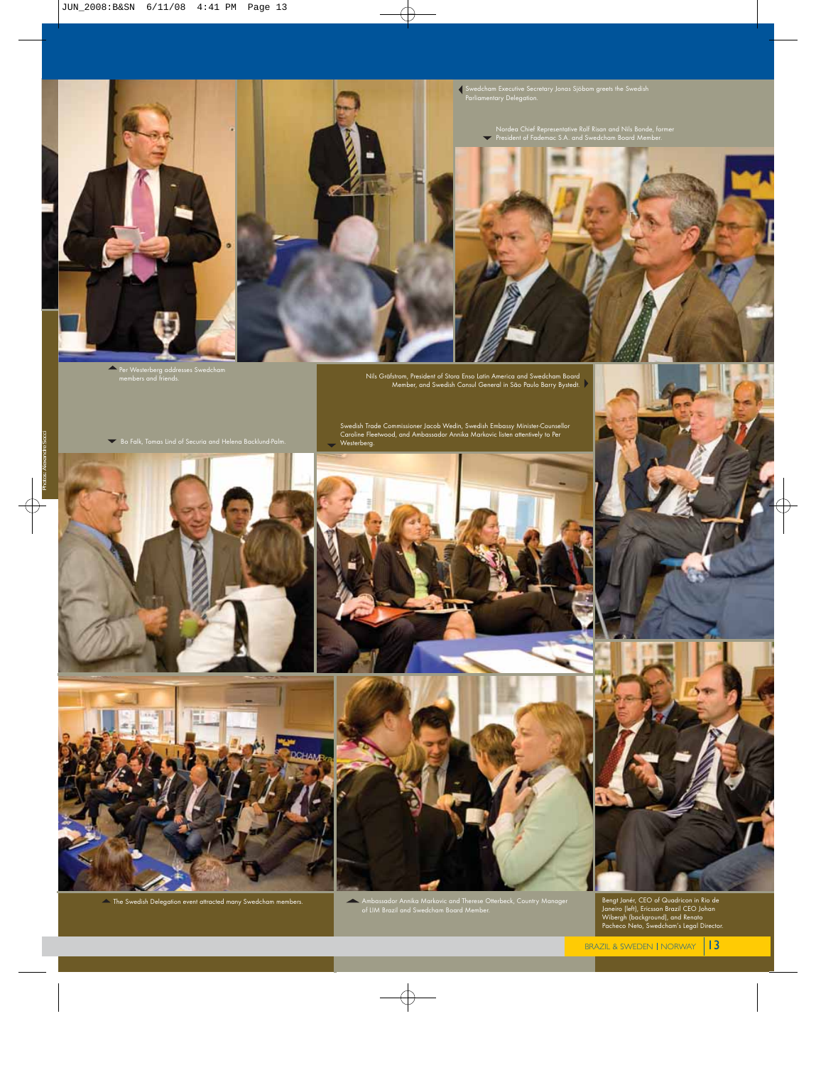Swedcham Executive Secretary Jonas Sjöbom greets the Swedish Parliamentary Delegation.

Nordea Chief Representative Rolf Risan and Nils Bonde, former President of Fademac S.A. and Swedcham Board Member.

Per Westerberg addresses Swedcham members and friends.

Nils Gräfstrom, President of Stora Enso Latin America and Swedcham Board Member, and Swedish Consul General in São Paulo Barry Bystedt.

Bo Falk, Tomas Lind of Securia and Helena Backlund-Palm.

Swedish Trade Commissioner Jacob Wedin, Swedish Embassy Minister-Counsellor Caroline Fleetwood, and Ambassador Annika Markovic listen attentively to Per Westerberg.

Photos: Alexandre Socci

The Swedish Delegation event attracted many Swedcham members.

Ambassador Annika Markovic and Therese Otterbeck, Country Manager of LIM Brazil and Swedcham Board Member.

Bengt Janér, CEO of Quadricon in Rio de Janeiro (left), Ericsson Brazil CEO Johan Wibergh (background), and Renato Pacheco Neto, Swedcham's Legal Director.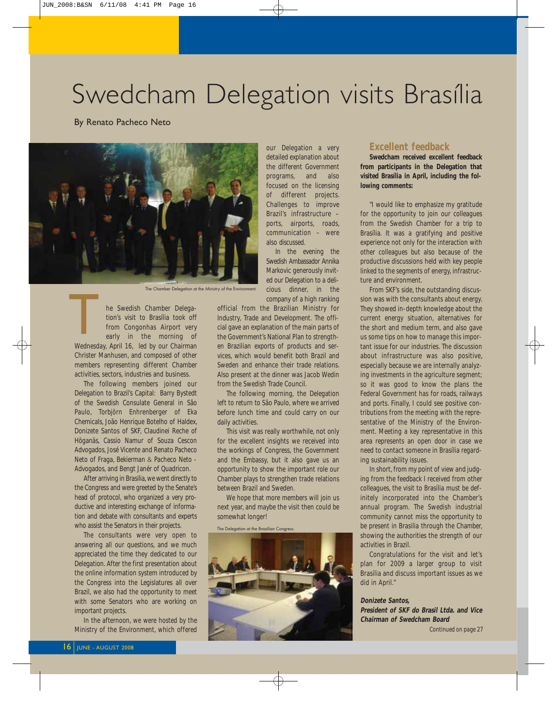# Swedcham Delegation visits Brasília

By Renato Pacheco Neto

The Chamber Delegation at the Ministry of the Environment.

The Swedish Chamber Delegation's visit to Brasília took off from Congonhas Airport very early in the morning of Wednesday, April 16, led by our Chairman Christer Manhusen, and composed of other members representing different Chamber activities, sectors, industries and business.

The following members joined our Delegation to Brazil's Capital: Barry Bystedt of the Swedish Consulate General in São Paulo, Torbjörn Enhrenberger of Eka Chemicals, João Henrique Botelho of Haldex, Donizete Santos of SKF, Claudinei Reche of Höganäs, Cassio Namur of Souza Cescon Advogados, José Vicente and Renato Pacheco Neto of Fraga, Bekierman & Pacheco Neto - Advogados, and Bengt Janér of Quadricon.

After arriving in Brasilia, we went directly to the Congress and were greeted by the Senate's head of protocol, who organized a very productive and interesting exchange of information and debate with consultants and experts who assist the Senators in their projects.

The consultants were very open to answering all our questions, and we much appreciated the time they dedicated to our Delegation. After the first presentation about the online information system introduced by the Congress into the Legislatures all over Brazil, we also had the opportunity to meet with some Senators who are working on important projects.

In the afternoon, we were hosted by the Ministry of the Environment, which offered our Delegation a very detailed explanation about the different Government programs, and also focused on the licensing of different projects. Challenges to improve Brazil's infrastructure – ports, airports, roads, communication – were also discussed.

In the evening the Swedish Ambassador Annika Markovic generously invited our Delegation to a delicious dinner, in the company of a high ranking official from the Brazilian Ministry for Industry, Trade and Development. The official gave an explanation of the main parts of the Government's National Plan to strengthen Brazilian exports of products and services, which would benefit both Brazil and Sweden and enhance their trade relations. Also present at the dinner was Jacob Wedin from the Swedish Trade Council.

The following morning, the Delegation left to return to São Paulo, where we arrived before lunch time and could carry on our daily activities.

This visit was really worthwhile, not only for the excellent insights we received into the workings of Congress, the Government and the Embassy, but it also gave us an opportunity to show the important role our Chamber plays to strengthen trade relations between Brazil and Sweden.

We hope that more members will join us next year, and maybe the visit then could be somewhat longer!

The Delegation at the Brazilian Congress.

## Excellent feedback

**Swedcham received excellent feedback from participants in the Delegation that visited Brasília in April, including the following comments:**

"I would like to emphasize my gratitude for the opportunity to join our colleagues from the Swedish Chamber for a trip to Brasília. It was a gratifying and positive experience not only for the interaction with other colleagues but also because of the productive discussions held with key people linked to the segments of energy, infrastructure and environment.

From SKF's side, the outstanding discussion was with the consultants about energy. They showed in-depth knowledge about the current energy situation, alternatives for the short and medium term, and also gave us some tips on how to manage this important issue for our industries. The discussion about infrastructure was also positive, especially because we are internally analyzing investments in the agriculture segment; so it was good to know the plans the Federal Government has for roads, railways and ports. Finally, I could see positive contributions from the meeting with the representative of the Ministry of the Environment. Meeting a key representative in this area represents an open door in case we need to contact someone in Brasília regarding sustainability issues.

In short, from my point of view and judging from the feedback I received from other colleagues, the visit to Brasília must be definitely incorporated into the Chamber's annual program. The Swedish industrial community cannot miss the opportunity to be present in Brasilia through the Chamber, showing the authorities the strength of our activities in Brazil.

Congratulations for the visit and let's plan for 2009 a larger group to visit Brasília and discuss important issues as we did in April."

***Donizete Santos,***
***President of SKF do Brasil Ltda. and Vice Chairman of Swedcham Board***

Continued on page 27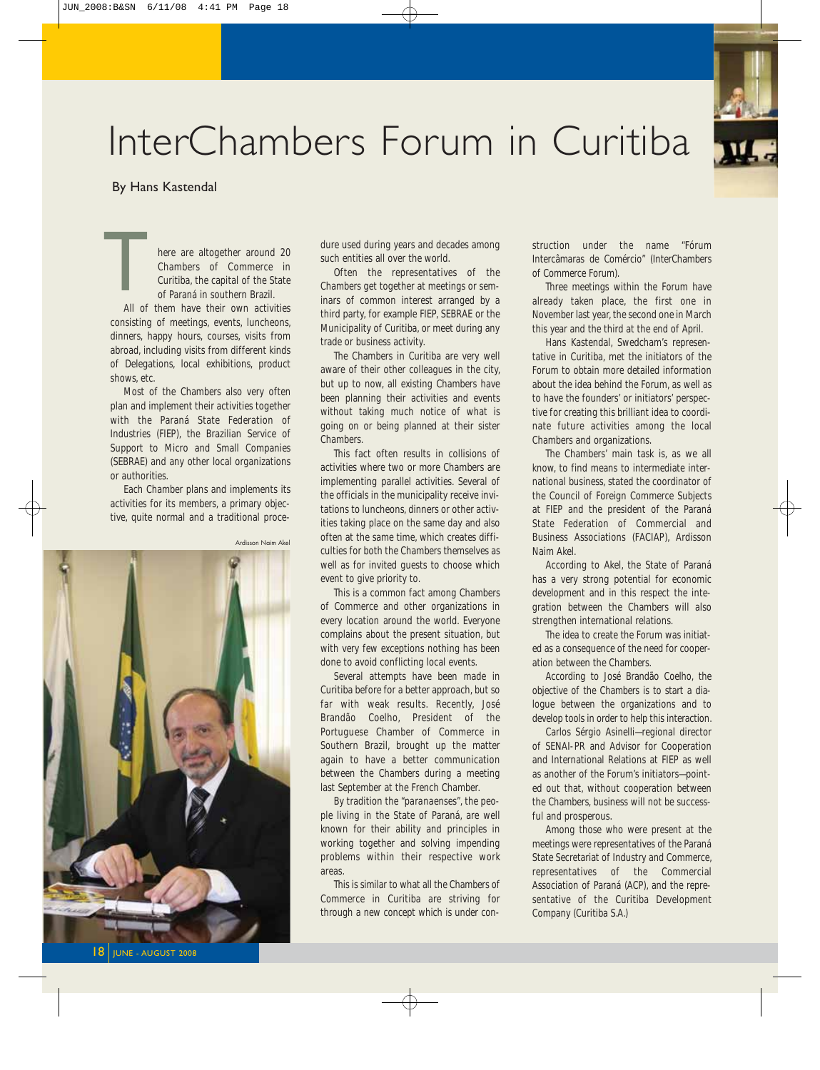# InterChambers Forum in Curitiba

By Hans Kastendal

There are altogether around 20 Chambers of Commerce in Curitiba, the capital of the State of Paraná in southern Brazil.

All of them have their own activities consisting of meetings, events, luncheons, dinners, happy hours, courses, visits from abroad, including visits from different kinds of Delegations, local exhibitions, product shows, etc.

Most of the Chambers also very often plan and implement their activities together with the Paraná State Federation of Industries (FIEP), the Brazilian Service of Support to Micro and Small Companies (SEBRAE) and any other local organizations or authorities.

Each Chamber plans and implements its activities for its members, a primary objective, quite normal and a traditional procedure used during years and decades among such entities all over the world.

Ardisson Naim Akel

Often the representatives of the Chambers get together at meetings or seminars of common interest arranged by a third party, for example FIEP, SEBRAE or the Municipality of Curitiba, or meet during any trade or business activity.

The Chambers in Curitiba are very well aware of their other colleagues in the city, but up to now, all existing Chambers have been planning their activities and events without taking much notice of what is going on or being planned at their sister Chambers.

This fact often results in collisions of activities where two or more Chambers are implementing parallel activities. Several of the officials in the municipality receive invitations to luncheons, dinners or other activities taking place on the same day and also often at the same time, which creates difficulties for both the Chambers themselves as well as for invited guests to choose which event to give priority to.

This is a common fact among Chambers of Commerce and other organizations in every location around the world. Everyone complains about the present situation, but with very few exceptions nothing has been done to avoid conflicting local events.

Several attempts have been made in Curitiba before for a better approach, but so far with weak results. Recently, José Brandão Coelho, President of the Portuguese Chamber of Commerce in Southern Brazil, brought up the matter again to have a better communication between the Chambers during a meeting last September at the French Chamber.

By tradition the "paranaenses", the people living in the State of Paraná, are well known for their ability and principles in working together and solving impending problems within their respective work areas.

This is similar to what all the Chambers of Commerce in Curitiba are striving for through a new concept which is under construction under the name "Fórum Intercâmaras de Comércio" (InterChambers of Commerce Forum).

Three meetings within the Forum have already taken place, the first one in November last year, the second one in March this year and the third at the end of April.

Hans Kastendal, Swedcham's representative in Curitiba, met the initiators of the Forum to obtain more detailed information about the idea behind the Forum, as well as to have the founders' or initiators' perspective for creating this brilliant idea to coordinate future activities among the local Chambers and organizations.

The Chambers' main task is, as we all know, to find means to intermediate international business, stated the coordinator of the Council of Foreign Commerce Subjects at FIEP and the president of the Paraná State Federation of Commercial and Business Associations (FACIAP), Ardisson Naim Akel.

According to Akel, the State of Paraná has a very strong potential for economic development and in this respect the integration between the Chambers will also strengthen international relations.

The idea to create the Forum was initiated as a consequence of the need for cooperation between the Chambers.

According to José Brandão Coelho, the objective of the Chambers is to start a dialogue between the organizations and to develop tools in order to help this interaction.

Carlos Sérgio Asinelli—regional director of SENAI-PR and Advisor for Cooperation and International Relations at FIEP as well as another of the Forum's initiators—pointed out that, without cooperation between the Chambers, business will not be successful and prosperous.

Among those who were present at the meetings were representatives of the Paraná State Secretariat of Industry and Commerce, representatives of the Commercial Association of Paraná (ACP), and the representative of the Curitiba Development Company (Curitiba S.A.)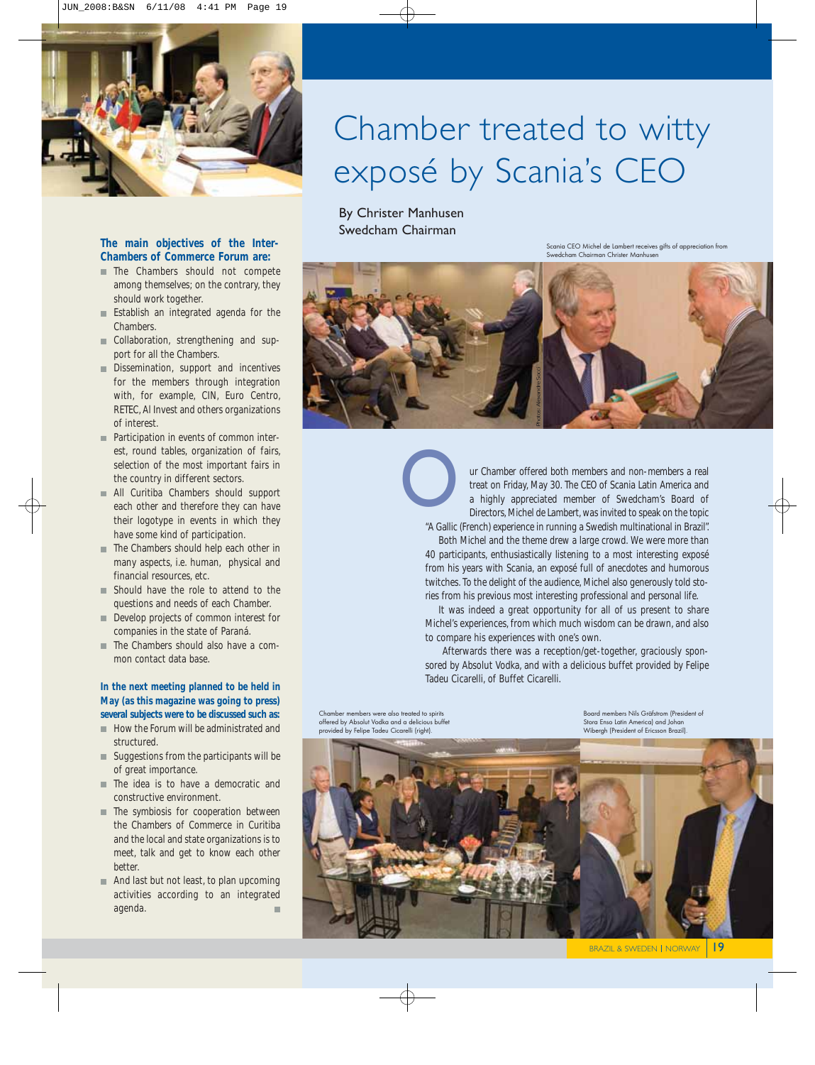**The main objectives of the Inter-Chambers of Commerce Forum are:**

- The Chambers should not compete among themselves; on the contrary, they should work together.
- Establish an integrated agenda for the Chambers.
- Collaboration, strengthening and support for all the Chambers.
- Dissemination, support and incentives for the members through integration with, for example, CIN, Euro Centro, RETEC, Al Invest and others organizations of interest.
- Participation in events of common interest, round tables, organization of fairs, selection of the most important fairs in the country in different sectors.
- All Curitiba Chambers should support each other and therefore they can have their logotype in events in which they have some kind of participation.
- The Chambers should help each other in many aspects, i.e. human, physical and financial resources, etc.
- Should have the role to attend to the questions and needs of each Chamber.
- Develop projects of common interest for companies in the state of Paraná.
- The Chambers should also have a common contact data base.

**In the next meeting planned to be held in May (as this magazine was going to press) several subjects were to be discussed such as:**

- How the Forum will be administrated and structured.
- Suggestions from the participants will be of great importance.
- The idea is to have a democratic and constructive environment.
- The symbiosis for cooperation between the Chambers of Commerce in Curitiba and the local and state organizations is to meet, talk and get to know each other better.
- And last but not least, to plan upcoming activities according to an integrated agenda.

# Chamber treated to witty exposé by Scania's CEO

By Christer Manhusen
Swedcham Chairman

Scania CEO Michel de Lambert receives gifts of appreciation from Swedcham Chairman Christer Manhusen

Photos: Alexandre Sodré

Our Chamber offered both members and non-members a real treat on Friday, May 30. The CEO of Scania Latin America and a highly appreciated member of Swedcham's Board of Directors, Michel de Lambert, was invited to speak on the topic "A Gallic (French) experience in running a Swedish multinational in Brazil".

Both Michel and the theme drew a large crowd. We were more than 40 participants, enthusiastically listening to a most interesting exposé from his years with Scania, an exposé full of anecdotes and humorous twitches. To the delight of the audience, Michel also generously told stories from his previous most interesting professional and personal life.

It was indeed a great opportunity for all of us present to share Michel's experiences, from which much wisdom can be drawn, and also to compare his experiences with one's own.

Afterwards there was a reception/get-together, graciously sponsored by Absolut Vodka, and with a delicious buffet provided by Felipe Tadeu Cicarelli, of Buffet Cicarelli.

Chamber members were also treated to spirits offered by Absolut Vodka and a delicious buffet provided by Felipe Tadeu Cicarelli (right).

Board members Nils Gräfstrom (President of Stora Enso Latin America) and Johan Wibergh (President of Ericsson Brazil).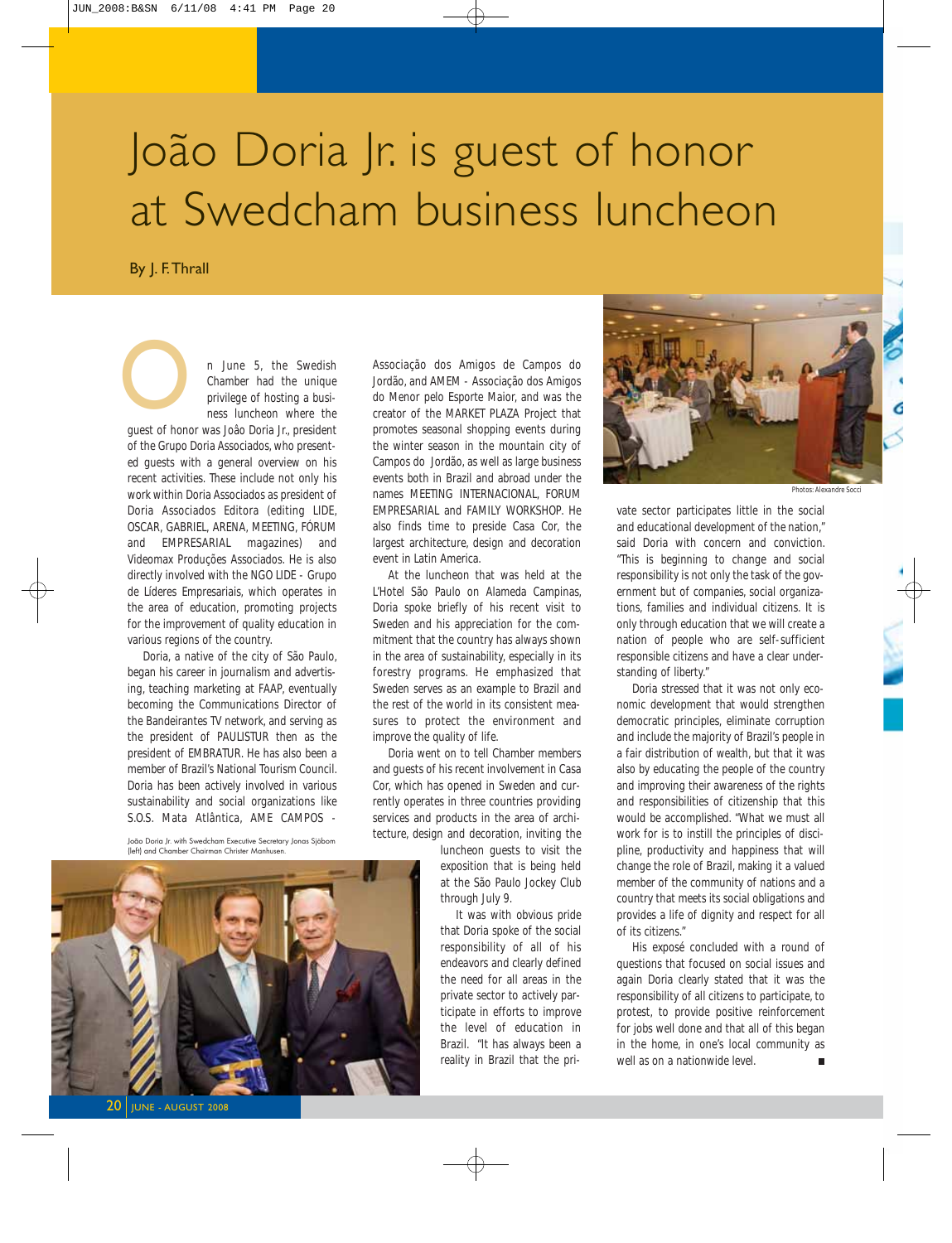# João Doria Jr. is guest of honor at Swedcham business luncheon

By J. F. Thrall

On June 5, the Swedish Chamber had the unique privilege of hosting a business luncheon where the guest of honor was Joâo Doria Jr., president of the Grupo Doria Associados, who presented guests with a general overview on his recent activities. These include not only his work within Doria Associados as president of Doria Associados Editora (editing LIDE, OSCAR, GABRIEL, ARENA, MEETING, FÓRUM and EMPRESARIAL magazines) and Videomax Produções Associados. He is also directly involved with the NGO LIDE - Grupo de Líderes Empresariais, which operates in the area of education, promoting projects for the improvement of quality education in various regions of the country.

Doria, a native of the city of São Paulo, began his career in journalism and advertising, teaching marketing at FAAP, eventually becoming the Communications Director of the Bandeirantes TV network, and serving as the president of PAULISTUR then as the president of EMBRATUR. He has also been a member of Brazil's National Tourism Council. Doria has been actively involved in various sustainability and social organizations like S.O.S. Mata Atlântica, AME CAMPOS - Associação dos Amigos de Campos do Jordão, and AMEM - Associação dos Amigos do Menor pelo Esporte Maior, and was the creator of the MARKET PLAZA Project that promotes seasonal shopping events during the winter season in the mountain city of Campos do Jordão, as well as large business events both in Brazil and abroad under the names MEETING INTERNACIONAL, FORUM EMPRESARIAL and FAMILY WORKSHOP. He also finds time to preside Casa Cor, the largest architecture, design and decoration event in Latin America.

At the luncheon that was held at the L'Hotel São Paulo on Alameda Campinas, Doria spoke briefly of his recent visit to Sweden and his appreciation for the commitment that the country has always shown in the area of sustainability, especially in its forestry programs. He emphasized that Sweden serves as an example to Brazil and the rest of the world in its consistent measures to protect the environment and improve the quality of life.

Doria went on to tell Chamber members and guests of his recent involvement in Casa Cor, which has opened in Sweden and currently operates in three countries providing services and products in the area of architecture, design and decoration, inviting the luncheon guests to visit the exposition that is being held at the São Paulo Jockey Club through July 9.

It was with obvious pride that Doria spoke of the social responsibility of all of his endeavors and clearly defined the need for all areas in the private sector to actively participate in efforts to improve the level of education in Brazil. "It has always been a reality in Brazil that the private sector participates little in the social and educational development of the nation," said Doria with concern and conviction. "This is beginning to change and social responsibility is not only the task of the government but of companies, social organizations, families and individual citizens. It is only through education that we will create a nation of people who are self-sufficient responsible citizens and have a clear understanding of liberty."

Doria stressed that it was not only economic development that would strengthen democratic principles, eliminate corruption and include the majority of Brazil's people in a fair distribution of wealth, but that it was also by educating the people of the country and improving their awareness of the rights and responsibilities of citizenship that this would be accomplished. "What we must all work for is to instill the principles of discipline, productivity and happiness that will change the role of Brazil, making it a valued member of the community of nations and a country that meets its social obligations and provides a life of dignity and respect for all of its citizens."

His exposé concluded with a round of questions that focused on social issues and again Doria clearly stated that it was the responsibility of all citizens to participate, to protest, to provide positive reinforcement for jobs well done and that all of this began in the home, in one's local community as well as on a nationwide level. ■

João Doria Jr. with Swedcham Executive Secretary Jonas Sjöbom (left) and Chamber Chairman Christer Manhusen.

Photos: Alexandre Socci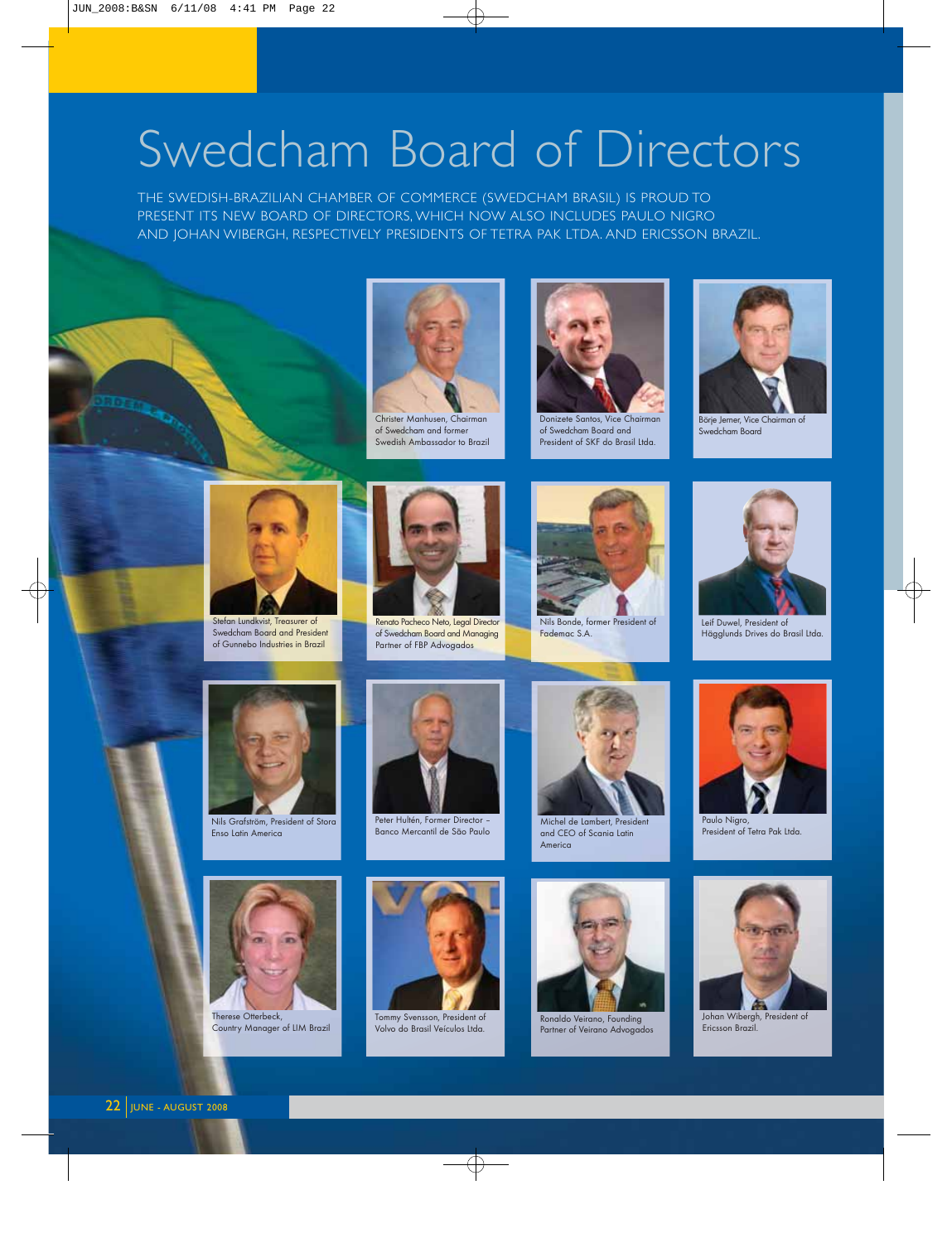# Swedcham Board of Directors

THE SWEDISH-BRAZILIAN CHAMBER OF COMMERCE (SWEDCHAM BRASIL) IS PROUD TO PRESENT ITS NEW BOARD OF DIRECTORS, WHICH NOW ALSO INCLUDES PAULO NIGRO AND JOHAN WIBERGH, RESPECTIVELY PRESIDENTS OF TETRA PAK LTDA. AND ERICSSON BRAZIL.

Christer Manhusen, Chairman of Swedcham and former Swedish Ambassador to Brazil

Donizete Santos, Vice Chairman of Swedcham Board and President of SKF do Brasil Ltda.

Börje Jerner, Vice Chairman of Swedcham Board

Stefan Lundkvist, Treasurer of Swedcham Board and President of Gunnebo Industries in Brazil

Renato Pacheco Neto, Legal Director of Swedcham Board and Managing Partner of FBP Advogados

Nils Bonde, former President of Fademac S.A.

Leif Duwel, President of Hägglunds Drives do Brasil Ltda.

Nils Grafström, President of Stora Enso Latin America

Peter Hultén, Former Director – Banco Mercantil de São Paulo

Michel de Lambert, President and CEO of Scania Latin America

Paulo Nigro, President of Tetra Pak Ltda.

Therese Otterbeck, Country Manager of LIM Brazil

Tommy Svensson, President of Volvo do Brasil Veículos Ltda.

Ronaldo Veirano, Founding Partner of Veirano Advogados

Johan Wibergh, President of Ericsson Brazil.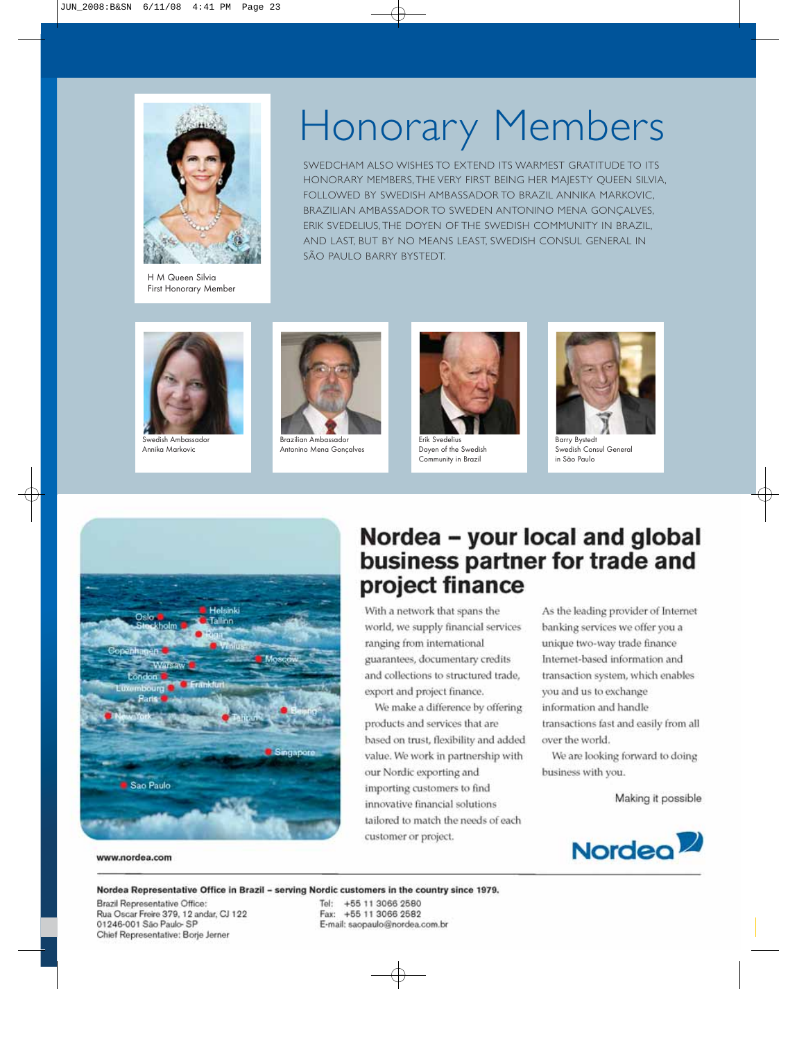# Honorary Members

SWEDCHAM ALSO WISHES TO EXTEND ITS WARMEST GRATITUDE TO ITS HONORARY MEMBERS, THE VERY FIRST BEING HER MAJESTY QUEEN SILVIA, FOLLOWED BY SWEDISH AMBASSADOR TO BRAZIL ANNIKA MARKOVIC, BRAZILIAN AMBASSADOR TO SWEDEN ANTONINO MENA GONÇALVES, ERIK SVEDELIUS, THE DOYEN OF THE SWEDISH COMMUNITY IN BRAZIL, AND LAST, BUT BY NO MEANS LEAST, SWEDISH CONSUL GENERAL IN SÃO PAULO BARRY BYSTEDT.

H M Queen Silvia
First Honorary Member

Swedish Ambassador
Annika Markovic

Brazilian Ambassador
Antonino Mena Gonçalves

Erik Svedelius
Doyen of the Swedish Community in Brazil

Barry Bystedt
Swedish Consul General in São Paulo

## Nordea – your local and global business partner for trade and project finance

With a network that spans the world, we supply financial services ranging from international guarantees, documentary credits and collections to structured trade, export and project finance.

We make a difference by offering products and services that are based on trust, flexibility and added value. We work in partnership with our Nordic exporting and importing customers to find innovative financial solutions tailored to match the needs of each customer or project.

As the leading provider of Internet banking services we offer you a unique two-way trade finance Internet-based information and transaction system, which enables you and us to exchange information and handle transactions fast and easily from all over the world.

We are looking forward to doing business with you.

Making it possible

Nordea

www.nordea.com

**Nordea Representative Office in Brazil – serving Nordic customers in the country since 1979.**

Brazil Representative Office:
Rua Oscar Freire 379, 12 andar, CJ 122
01246-001 São Paulo- SP
Chief Representative: Borje Jerner

Tel: +55 11 3066 2580
Fax: +55 11 3066 2582
E-mail: saopaulo@nordea.com.br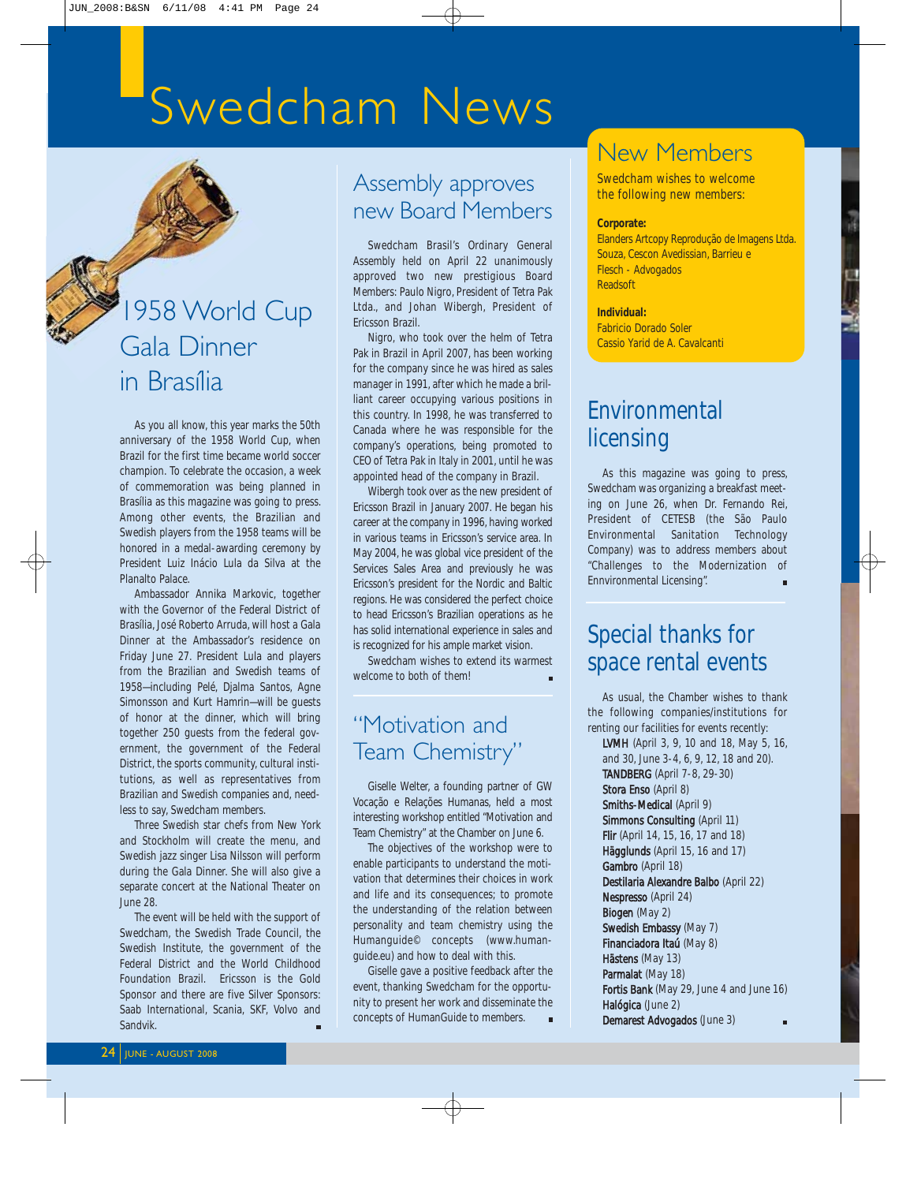# Swedcham News

## 1958 World Cup Gala Dinner in Brasília

As you all know, this year marks the 50th anniversary of the 1958 World Cup, when Brazil for the first time became world soccer champion. To celebrate the occasion, a week of commemoration was being planned in Brasília as this magazine was going to press. Among other events, the Brazilian and Swedish players from the 1958 teams will be honored in a medal-awarding ceremony by President Luiz Inácio Lula da Silva at the Planalto Palace.

Ambassador Annika Markovic, together with the Governor of the Federal District of Brasília, José Roberto Arruda, will host a Gala Dinner at the Ambassador's residence on Friday June 27. President Lula and players from the Brazilian and Swedish teams of 1958—including Pelé, Djalma Santos, Agne Simonsson and Kurt Hamrin—will be guests of honor at the dinner, which will bring together 250 guests from the federal government, the government of the Federal District, the sports community, cultural institutions, as well as representatives from Brazilian and Swedish companies and, needless to say, Swedcham members.

Three Swedish star chefs from New York and Stockholm will create the menu, and Swedish jazz singer Lisa Nilsson will perform during the Gala Dinner. She will also give a separate concert at the National Theater on June 28.

The event will be held with the support of Swedcham, the Swedish Trade Council, the Swedish Institute, the government of the Federal District and the World Childhood Foundation Brazil. Ericsson is the Gold Sponsor and there are five Silver Sponsors: Saab International, Scania, SKF, Volvo and Sandvik.

## Assembly approves new Board Members

Swedcham Brasil's Ordinary General Assembly held on April 22 unanimously approved two new prestigious Board Members: Paulo Nigro, President of Tetra Pak Ltda., and Johan Wibergh, President of Ericsson Brazil.

Nigro, who took over the helm of Tetra Pak in Brazil in April 2007, has been working for the company since he was hired as sales manager in 1991, after which he made a brilliant career occupying various positions in this country. In 1998, he was transferred to Canada where he was responsible for the company's operations, being promoted to CEO of Tetra Pak in Italy in 2001, until he was appointed head of the company in Brazil.

Wibergh took over as the new president of Ericsson Brazil in January 2007. He began his career at the company in 1996, having worked in various teams in Ericsson's service area. In May 2004, he was global vice president of the Services Sales Area and previously he was Ericsson's president for the Nordic and Baltic regions. He was considered the perfect choice to head Ericsson's Brazilian operations as he has solid international experience in sales and is recognized for his ample market vision.

Swedcham wishes to extend its warmest welcome to both of them!

## "Motivation and Team Chemistry"

Giselle Welter, a founding partner of GW Vocação e Relações Humanas, held a most interesting workshop entitled "Motivation and Team Chemistry" at the Chamber on June 6.

The objectives of the workshop were to enable participants to understand the motivation that determines their choices in work and life and its consequences; to promote the understanding of the relation between personality and team chemistry using the Humanguide© concepts (www.humanguide.eu) and how to deal with this.

Giselle gave a positive feedback after the event, thanking Swedcham for the opportunity to present her work and disseminate the concepts of HumanGuide to members.

## New Members

Swedcham wishes to welcome the following new members:

**Corporate:**
Elanders Artcopy Reprodução de Imagens Ltda.
Souza, Cescon Avedissian, Barrieu e Flesch - Advogados
Readsoft

**Individual:**
Fabricio Dorado Soler
Cassio Yarid de A. Cavalcanti

## Environmental licensing

As this magazine was going to press, Swedcham was organizing a breakfast meeting on June 26, when Dr. Fernando Rei, President of CETESB (the São Paulo Environmental Sanitation Technology Company) was to address members about "Challenges to the Modernization of Ennvironmental Licensing".

## Special thanks for space rental events

As usual, the Chamber wishes to thank the following companies/institutions for renting our facilities for events recently:

**LVMH** (April 3, 9, 10 and 18, May 5, 16, and 30, June 3-4, 6, 9, 12, 18 and 20).
**TANDBERG** (April 7-8, 29-30)
**Stora Enso** (April 8)
**Smiths-Medical** (April 9)
**Simmons Consulting** (April 11)
**Flir** (April 14, 15, 16, 17 and 18)
**Hägglunds** (April 15, 16 and 17)
**Gambro** (April 18)
**Destilaria Alexandre Balbo** (April 22)
**Nespresso** (April 24)
**Biogen** (May 2)
**Swedish Embassy** (May 7)
**Financiadora Itaú** (May 8)
**Hästens** (May 13)
**Parmalat** (May 18)
**Fortis Bank** (May 29, June 4 and June 16)
**Halógica** (June 2)
**Demarest Advogados** (June 3)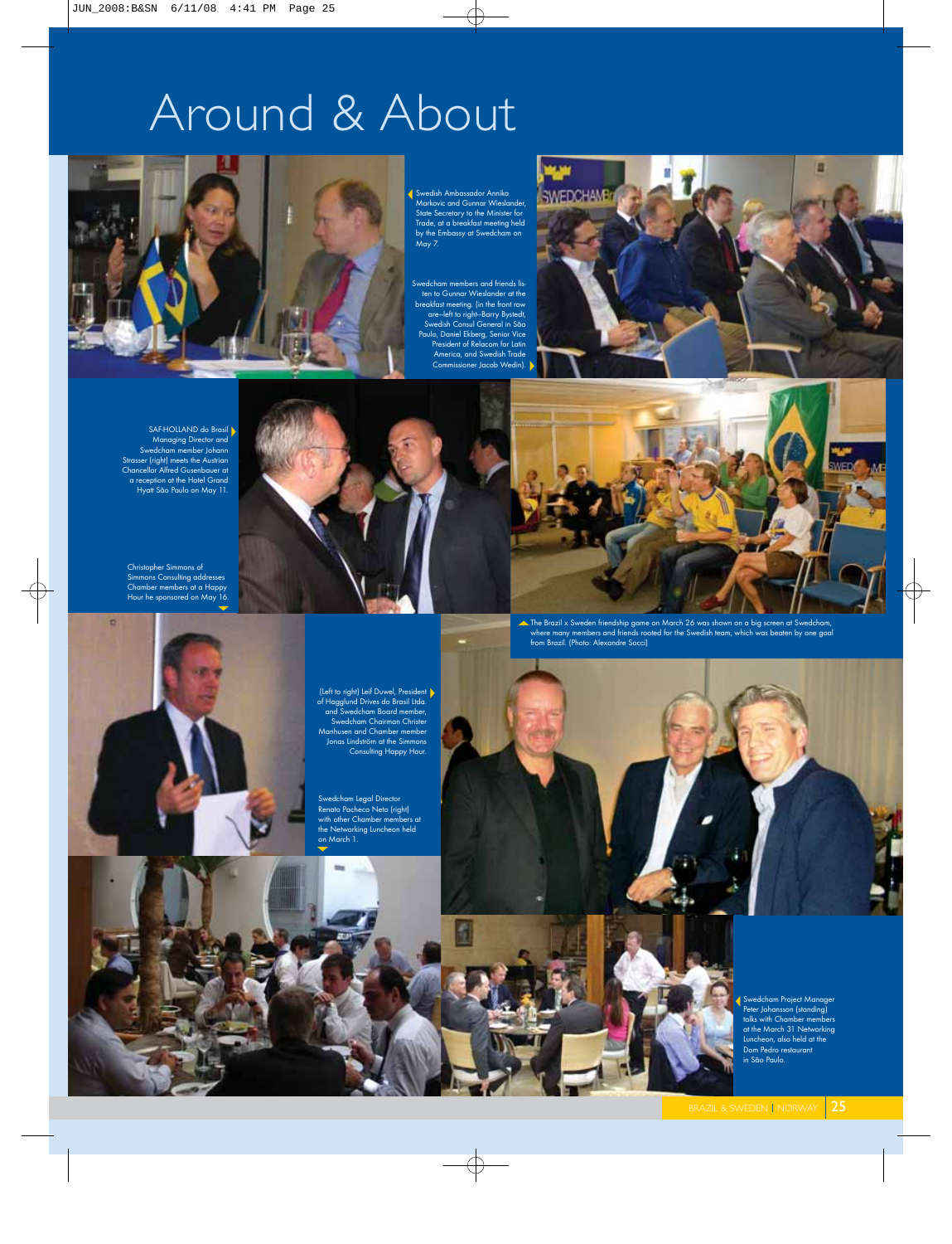# Around & About

Swedish Ambassador Annika Markovic and Gunnar Wieslander, State Secretary to the Minister for Trade, at a breakfast meeting held by the Embassy at Swedcham on May 7.

Swedcham members and friends listen to Gunnar Wieslander at the breakfast meeting. (in the front row are–left to right–Barry Bystedt, Swedish Consul General in São Paulo, Daniel Ekberg, Senior Vice President of Relacom for Latin America, and Swedish Trade Commissioner Jacob Wedin).

SAF-HOLLAND do Brasil Managing Director and Swedcham member Johann Strasser (right) meets the Austrian Chancellor Alfred Gusenbauer at a reception at the Hotel Grand Hyatt São Paulo on May 11.

Christopher Simmons of Simmons Consulting addresses Chamber members at a Happy Hour he sponsored on May 16.

The Brazil x Sweden friendship game on March 26 was shown on a big screen at Swedcham, where many members and friends rooted for the Swedish team, which was beaten by one goal from Brazil. (Photo: Alexandre Socci)

(Left to right) Leif Duwel, President of Hagglund Drives do Brasil Ltda. and Swedcham Board member, Swedcham Chairman Christer Manhusen and Chamber member Jonas Lindström at the Simmons Consulting Happy Hour.

Swedcham Legal Director Renato Pacheco Neto (right) with other Chamber members at the Networking Luncheon held on March 1.

Swedcham Project Manager Peter Johansson (standing) talks with Chamber members at the March 31 Networking Luncheon, also held at the Dom Pedro restaurant in São Paulo.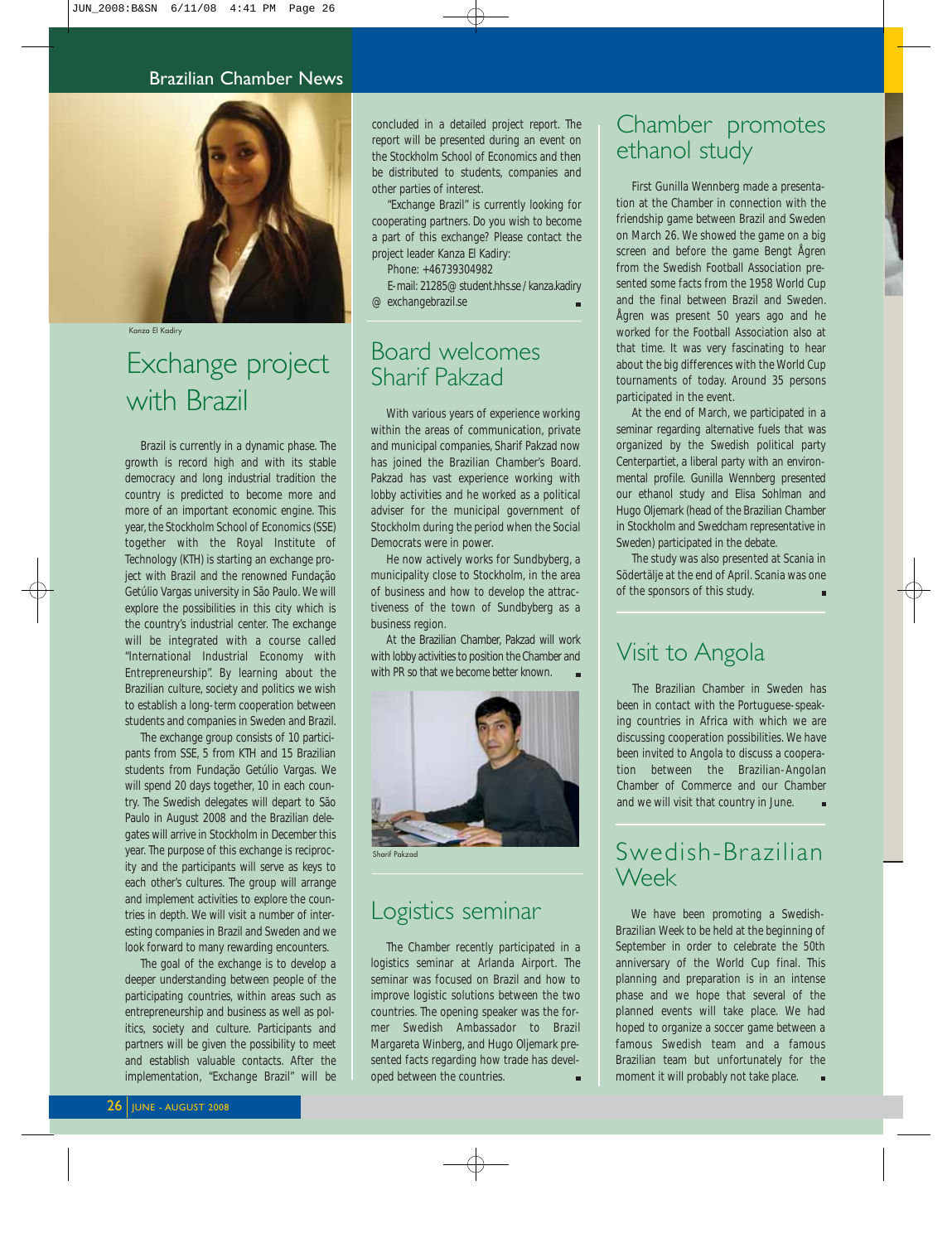## Brazilian Chamber News

Kanza El Kadiry

# Exchange project with Brazil

Brazil is currently in a dynamic phase. The growth is record high and with its stable democracy and long industrial tradition the country is predicted to become more and more of an important economic engine. This year, the Stockholm School of Economics (SSE) together with the Royal Institute of Technology (KTH) is starting an exchange project with Brazil and the renowned Fundação Getúlio Vargas university in São Paulo. We will explore the possibilities in this city which is the country's industrial center. The exchange will be integrated with a course called "International Industrial Economy with Entrepreneurship". By learning about the Brazilian culture, society and politics we wish to establish a long-term cooperation between students and companies in Sweden and Brazil.

The exchange group consists of 10 participants from SSE, 5 from KTH and 15 Brazilian students from Fundação Getúlio Vargas. We will spend 20 days together, 10 in each country. The Swedish delegates will depart to São Paulo in August 2008 and the Brazilian delegates will arrive in Stockholm in December this year. The purpose of this exchange is reciprocity and the participants will serve as keys to each other's cultures. The group will arrange and implement activities to explore the countries in depth. We will visit a number of interesting companies in Brazil and Sweden and we look forward to many rewarding encounters.

The goal of the exchange is to develop a deeper understanding between people of the participating countries, within areas such as entrepreneurship and business as well as politics, society and culture. Participants and partners will be given the possibility to meet and establish valuable contacts. After the implementation, "Exchange Brazil" will be concluded in a detailed project report. The report will be presented during an event on the Stockholm School of Economics and then be distributed to students, companies and other parties of interest.

"Exchange Brazil" is currently looking for cooperating partners. Do you wish to become a part of this exchange? Please contact the project leader Kanza El Kadiry:

Phone: +46739304982

E-mail: 21285@student.hhs.se / kanza.kadiry@exchangebrazil.se

# Board welcomes Sharif Pakzad

With various years of experience working within the areas of communication, private and municipal companies, Sharif Pakzad now has joined the Brazilian Chamber's Board. Pakzad has vast experience working with lobby activities and he worked as a political adviser for the municipal government of Stockholm during the period when the Social Democrats were in power.

He now actively works for Sundbyberg, a municipality close to Stockholm, in the area of business and how to develop the attractiveness of the town of Sundbyberg as a business region.

At the Brazilian Chamber, Pakzad will work with lobby activities to position the Chamber and with PR so that we become better known.

Sharif Pakzad

# Logistics seminar

The Chamber recently participated in a logistics seminar at Arlanda Airport. The seminar was focused on Brazil and how to improve logistic solutions between the two countries. The opening speaker was the former Swedish Ambassador to Brazil Margareta Winberg, and Hugo Oljemark presented facts regarding how trade has developed between the countries.

# Chamber promotes ethanol study

First Gunilla Wennberg made a presentation at the Chamber in connection with the friendship game between Brazil and Sweden on March 26. We showed the game on a big screen and before the game Bengt Ågren from the Swedish Football Association presented some facts from the 1958 World Cup and the final between Brazil and Sweden. Ågren was present 50 years ago and he worked for the Football Association also at that time. It was very fascinating to hear about the big differences with the World Cup tournaments of today. Around 35 persons participated in the event.

At the end of March, we participated in a seminar regarding alternative fuels that was organized by the Swedish political party Centerpartiet, a liberal party with an environmental profile. Gunilla Wennberg presented our ethanol study and Elisa Sohlman and Hugo Oljemark (head of the Brazilian Chamber in Stockholm and Swedcham representative in Sweden) participated in the debate.

The study was also presented at Scania in Södertälje at the end of April. Scania was one of the sponsors of this study.

# Visit to Angola

The Brazilian Chamber in Sweden has been in contact with the Portuguese-speaking countries in Africa with which we are discussing cooperation possibilities. We have been invited to Angola to discuss a cooperation between the Brazilian-Angolan Chamber of Commerce and our Chamber and we will visit that country in June.

# Swedish-Brazilian Week

We have been promoting a Swedish-Brazilian Week to be held at the beginning of September in order to celebrate the 50th anniversary of the World Cup final. This planning and preparation is in an intense phase and we hope that several of the planned events will take place. We had hoped to organize a soccer game between a famous Swedish team and a famous Brazilian team but unfortunately for the moment it will probably not take place.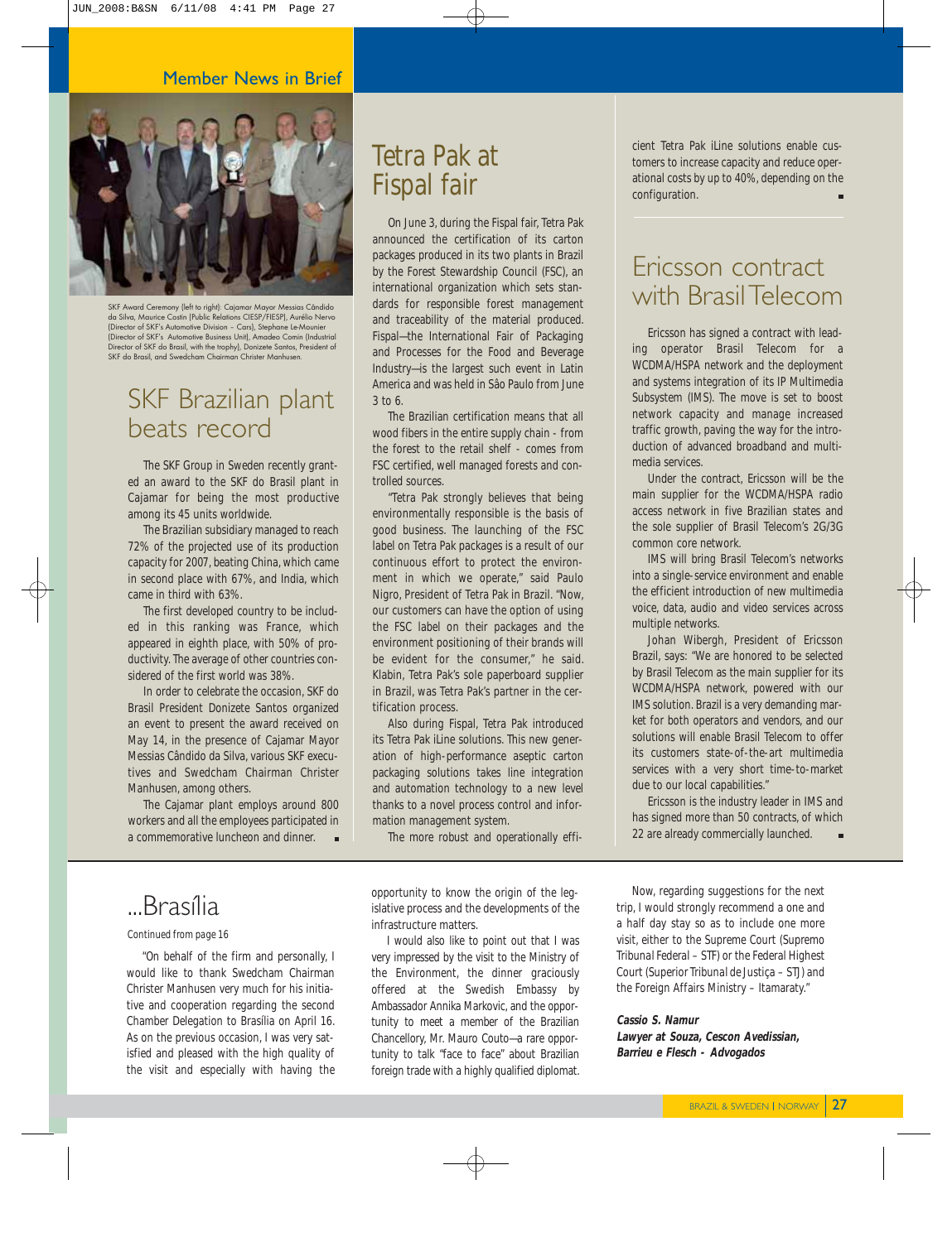Member News in Brief

SKF Award Ceremony (left to right): Cajamar Mayor Messias Cândido da Silva, Maurice Costin (Public Relations CIESP/FIESP), Aurélio Nervo (Director of SKF's Automotive Division – Cars), Stephane Le-Mounier (Director of SKF's Automotive Business Unit), Amadeo Comin (Industrial Director of SKF do Brasil, with the trophy), Donizete Santos, President of SKF do Brasil, and Swedcham Chairman Christer Manhusen.

## SKF Brazilian plant beats record

The SKF Group in Sweden recently granted an award to the SKF do Brasil plant in Cajamar for being the most productive among its 45 units worldwide.

The Brazilian subsidiary managed to reach 72% of the projected use of its production capacity for 2007, beating China, which came in second place with 67%, and India, which came in third with 63%.

The first developed country to be included in this ranking was France, which appeared in eighth place, with 50% of productivity. The average of other countries considered of the first world was 38%.

In order to celebrate the occasion, SKF do Brasil President Donizete Santos organized an event to present the award received on May 14, in the presence of Cajamar Mayor Messias Cândido da Silva, various SKF executives and Swedcham Chairman Christer Manhusen, among others.

The Cajamar plant employs around 800 workers and all the employees participated in a commemorative luncheon and dinner.

## Tetra Pak at Fispal fair

On June 3, during the Fispal fair, Tetra Pak announced the certification of its carton packages produced in its two plants in Brazil by the Forest Stewardship Council (FSC), an international organization which sets standards for responsible forest management and traceability of the material produced. Fispal—the International Fair of Packaging and Processes for the Food and Beverage Industry—is the largest such event in Latin America and was held in São Paulo from June 3 to 6.

The Brazilian certification means that all wood fibers in the entire supply chain - from the forest to the retail shelf - comes from FSC certified, well managed forests and controlled sources.

"Tetra Pak strongly believes that being environmentally responsible is the basis of good business. The launching of the FSC label on Tetra Pak packages is a result of our continuous effort to protect the environment in which we operate," said Paulo Nigro, President of Tetra Pak in Brazil. "Now, our customers can have the option of using the FSC label on their packages and the environment positioning of their brands will be evident for the consumer," he said. Klabin, Tetra Pak's sole paperboard supplier in Brazil, was Tetra Pak's partner in the certification process.

Also during Fispal, Tetra Pak introduced its Tetra Pak iLine solutions. This new generation of high-performance aseptic carton packaging solutions takes line integration and automation technology to a new level thanks to a novel process control and information management system.

The more robust and operationally efficient Tetra Pak iLine solutions enable customers to increase capacity and reduce operational costs by up to 40%, depending on the configuration.

## Ericsson contract with Brasil Telecom

Ericsson has signed a contract with leading operator Brasil Telecom for a WCDMA/HSPA network and the deployment and systems integration of its IP Multimedia Subsystem (IMS). The move is set to boost network capacity and manage increased traffic growth, paving the way for the introduction of advanced broadband and multimedia services.

Under the contract, Ericsson will be the main supplier for the WCDMA/HSPA radio access network in five Brazilian states and the sole supplier of Brasil Telecom's 2G/3G common core network.

IMS will bring Brasil Telecom's networks into a single-service environment and enable the efficient introduction of new multimedia voice, data, audio and video services across multiple networks.

Johan Wibergh, President of Ericsson Brazil, says: "We are honored to be selected by Brasil Telecom as the main supplier for its WCDMA/HSPA network, powered with our IMS solution. Brazil is a very demanding market for both operators and vendors, and our solutions will enable Brasil Telecom to offer its customers state-of-the-art multimedia services with a very short time-to-market due to our local capabilities."

Ericsson is the industry leader in IMS and has signed more than 50 contracts, of which 22 are already commercially launched.

## ...Brasília

Continued from page 16

"On behalf of the firm and personally, I would like to thank Swedcham Chairman Christer Manhusen very much for his initiative and cooperation regarding the second Chamber Delegation to Brasília on April 16. As on the previous occasion, I was very satisfied and pleased with the high quality of the visit and especially with having the opportunity to know the origin of the legislative process and the developments of the infrastructure matters.

I would also like to point out that I was very impressed by the visit to the Ministry of the Environment, the dinner graciously offered at the Swedish Embassy by Ambassador Annika Markovic, and the opportunity to meet a member of the Brazilian Chancellory, Mr. Mauro Couto—a rare opportunity to talk "face to face" about Brazilian foreign trade with a highly qualified diplomat.

Now, regarding suggestions for the next trip, I would strongly recommend a one and a half day stay so as to include one more visit, either to the Supreme Court (Supremo Tribunal Federal – STF) or the Federal Highest Court (Superior Tribunal de Justiça – STJ) and the Foreign Affairs Ministry – Itamaraty."

***Cassio S. Namur***
***Lawyer at Souza, Cescon Avedissian, Barrieu e Flesch - Advogados***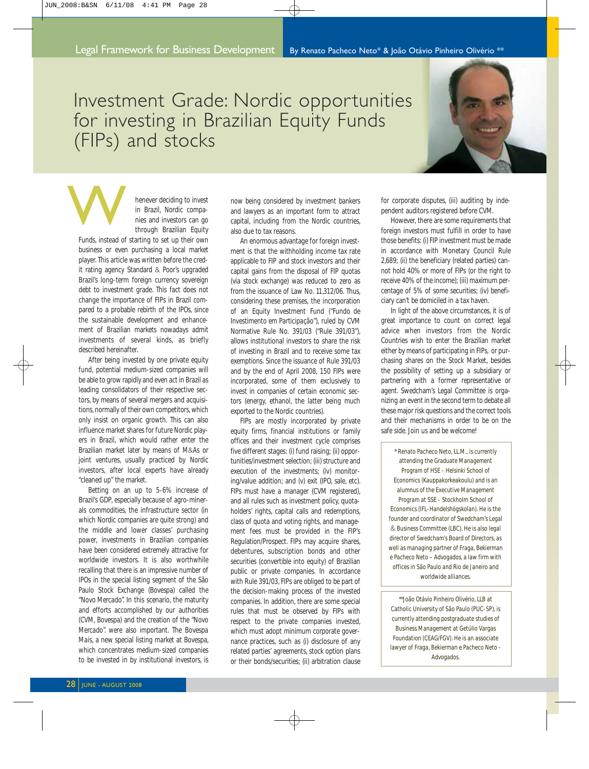Legal Framework for Business Development

By Renato Pacheco Neto* & João Otávio Pinheiro Olivério **

# Investment Grade: Nordic opportunities for investing in Brazilian Equity Funds (FIPs) and stocks

Whenever deciding to invest in Brazil, Nordic companies and investors can go through Brazilian Equity Funds, instead of starting to set up their own business or even purchasing a local market player. This article was written before the credit rating agency Standard & Poor's upgraded Brazil's long-term foreign currency sovereign debt to investment grade. This fact does not change the importance of FIPs in Brazil compared to a probable rebirth of the IPOs, since the sustainable development and enhancement of Brazilian markets nowadays admit investments of several kinds, as briefly described hereinafter.

After being invested by one private equity fund, potential medium-sized companies will be able to grow rapidly and even act in Brazil as leading consolidators of their respective sectors, by means of several mergers and acquisitions, normally of their own competitors, which only insist on organic growth. This can also influence market shares for future Nordic players in Brazil, which would rather enter the Brazilian market later by means of M&As or joint ventures, usually practiced by Nordic investors, after local experts have already "cleaned up" the market.

Betting on an up to 5-6% increase of Brazil's GDP, especially because of agro-minerals commodities, the infrastructure sector (in which Nordic companies are quite strong) and the middle and lower classes' purchasing power, investments in Brazilian companies have been considered extremely attractive for worldwide investors. It is also worthwhile recalling that there is an impressive number of IPOs in the special listing segment of the São Paulo Stock Exchange (Bovespa) called the "Novo Mercado". In this scenario, the maturity and efforts accomplished by our authorities (CVM, Bovespa) and the creation of the "Novo Mercado". were also important. The Bovespa Mais, a new special listing market at Bovespa, which concentrates medium-sized companies to be invested in by institutional investors, is now being considered by investment bankers and lawyers as an important form to attract capital, including from the Nordic countries, also due to tax reasons.

An enormous advantage for foreign investment is that the withholding income tax rate applicable to FIP and stock investors and their capital gains from the disposal of FIP quotas (via stock exchange) was reduced to zero as from the issuance of Law No. 11,312/06. Thus, considering these premises, the incorporation of an Equity Investment Fund ("Fundo de Investimento em Participação"), ruled by CVM Normative Rule No. 391/03 ("Rule 391/03"), allows institutional investors to share the risk of investing in Brazil and to receive some tax exemptions. Since the issuance of Rule 391/03 and by the end of April 2008, 150 FIPs were incorporated, some of them exclusively to invest in companies of certain economic sectors (energy, ethanol, the latter being much exported to the Nordic countries).

FIPs are mostly incorporated by private equity firms, financial institutions or family offices and their investment cycle comprises five different stages: (i) fund raising; (ii) opportunities/investment selection; (iii) structure and execution of the investments; (iv) monitoring/value addition; and (v) exit (IPO, sale, etc). FIPs must have a manager (CVM registered), and all rules such as investment policy, quotaholders' rights, capital calls and redemptions, class of quota and voting rights, and management fees must be provided in the FIP's Regulation/Prospect. FIPs may acquire shares, debentures, subscription bonds and other securities (convertible into equity) of Brazilian public or private companies. In accordance with Rule 391/03, FIPs are obliged to be part of the decision-making process of the invested companies. In addition, there are some special rules that must be observed by FIPs with respect to the private companies invested, which must adopt minimum corporate governance practices, such as (i) disclosure of any related parties' agreements, stock option plans or their bonds/securities; (ii) arbitration clause for corporate disputes, (iii) auditing by independent auditors registered before CVM.

However, there are some requirements that foreign investors must fulfill in order to have those benefits: (i) FIP investment must be made in accordance with Monetary Council Rule 2,689; (ii) the beneficiary (related parties) cannot hold 40% or more of FIPs (or the right to receive 40% of the income); (iii) maximum percentage of 5% of some securities; (iv) beneficiary can't be domiciled in a tax haven.

In light of the above circumstances, it is of great importance to count on correct legal advice when investors from the Nordic Countries wish to enter the Brazilian market either by means of participating in FIPs, or purchasing shares on the Stock Market, besides the possibility of setting up a subsidiary or partnering with a former representative or agent. Swedcham's Legal Committee is organizing an event in the second term to debate all these major risk questions and the correct tools and their mechanisms in order to be on the safe side. Join us and be welcome!

\* Renato Pacheco Neto, LL.M., is currently attending the Graduate Management Program of HSE - Helsinki School of Economics (Kauppakorkeakoulu) and is an alumnus of the Executive Management Program at SSE - Stockholm School of Economics (IFL-Handelshögskolan). He is the founder and coordinator of Swedcham's Legal & Business Committee (LBC). He is also legal director of Swedcham's Board of Directors, as well as managing partner of Fraga, Bekierman e Pacheco Neto – Advogados, a law firm with offices in São Paulo and Rio de Janeiro and worldwide alliances.

\*\*João Otávio Pinheiro Olivério, LLB at Catholic University of São Paulo (PUC-SP), is currently attending postgraduate studies of Business Management at Getúlio Vargas Foundation (CEAG/FGV). He is an associate lawyer of Fraga, Bekierman e Pacheco Neto - Advogados.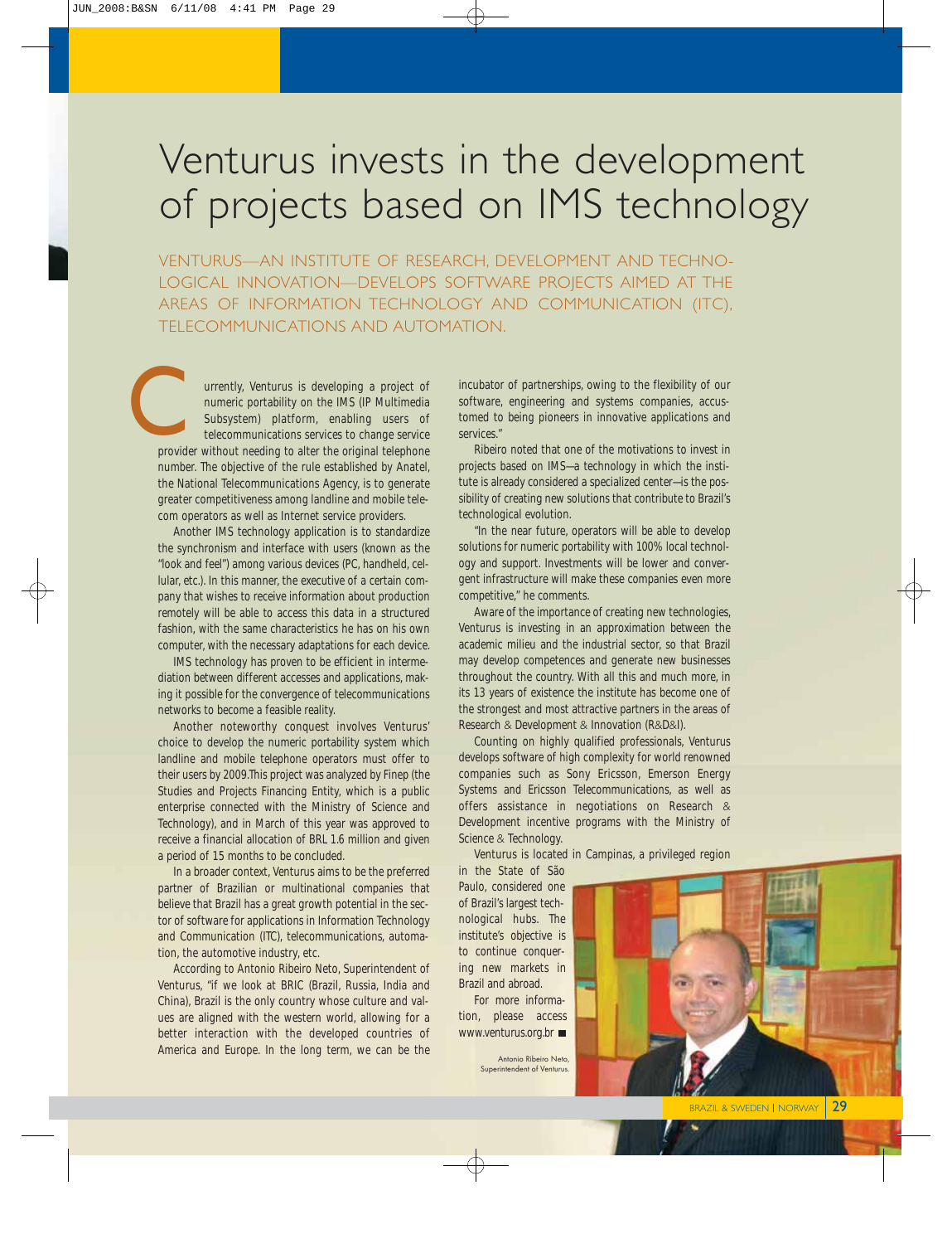# Venturus invests in the development of projects based on IMS technology

VENTURUS—AN INSTITUTE OF RESEARCH, DEVELOPMENT AND TECHNOLOGICAL INNOVATION—DEVELOPS SOFTWARE PROJECTS AIMED AT THE AREAS OF INFORMATION TECHNOLOGY AND COMMUNICATION (ITC), TELECOMMUNICATIONS AND AUTOMATION.

Currently, Venturus is developing a project of numeric portability on the IMS (IP Multimedia Subsystem) platform, enabling users of telecommunications services to change service provider without needing to alter the original telephone number. The objective of the rule established by Anatel, the National Telecommunications Agency, is to generate greater competitiveness among landline and mobile telecom operators as well as Internet service providers.

Another IMS technology application is to standardize the synchronism and interface with users (known as the "look and feel") among various devices (PC, handheld, cellular, etc.). In this manner, the executive of a certain company that wishes to receive information about production remotely will be able to access this data in a structured fashion, with the same characteristics he has on his own computer, with the necessary adaptations for each device.

IMS technology has proven to be efficient in intermediation between different accesses and applications, making it possible for the convergence of telecommunications networks to become a feasible reality.

Another noteworthy conquest involves Venturus' choice to develop the numeric portability system which landline and mobile telephone operators must offer to their users by 2009.This project was analyzed by Finep (the Studies and Projects Financing Entity, which is a public enterprise connected with the Ministry of Science and Technology), and in March of this year was approved to receive a financial allocation of BRL 1.6 million and given a period of 15 months to be concluded.

In a broader context, Venturus aims to be the preferred partner of Brazilian or multinational companies that believe that Brazil has a great growth potential in the sector of software for applications in Information Technology and Communication (ITC), telecommunications, automation, the automotive industry, etc.

According to Antonio Ribeiro Neto, Superintendent of Venturus, "if we look at BRIC (Brazil, Russia, India and China), Brazil is the only country whose culture and values are aligned with the western world, allowing for a better interaction with the developed countries of America and Europe. In the long term, we can be the incubator of partnerships, owing to the flexibility of our software, engineering and systems companies, accustomed to being pioneers in innovative applications and services."

Ribeiro noted that one of the motivations to invest in projects based on IMS—a technology in which the institute is already considered a specialized center—is the possibility of creating new solutions that contribute to Brazil's technological evolution.

"In the near future, operators will be able to develop solutions for numeric portability with 100% local technology and support. Investments will be lower and convergent infrastructure will make these companies even more competitive," he comments.

Aware of the importance of creating new technologies, Venturus is investing in an approximation between the academic milieu and the industrial sector, so that Brazil may develop competences and generate new businesses throughout the country. With all this and much more, in its 13 years of existence the institute has become one of the strongest and most attractive partners in the areas of Research & Development & Innovation (R&D&I).

Counting on highly qualified professionals, Venturus develops software of high complexity for world renowned companies such as Sony Ericsson, Emerson Energy Systems and Ericsson Telecommunications, as well as offers assistance in negotiations on Research & Development incentive programs with the Ministry of Science & Technology.

Venturus is located in Campinas, a privileged region in the State of São Paulo, considered one of Brazil's largest technological hubs. The institute's objective is to continue conquering new markets in Brazil and abroad.

For more information, please access www.venturus.org.br ■

Antonio Ribeiro Neto, Superintendent of Venturus.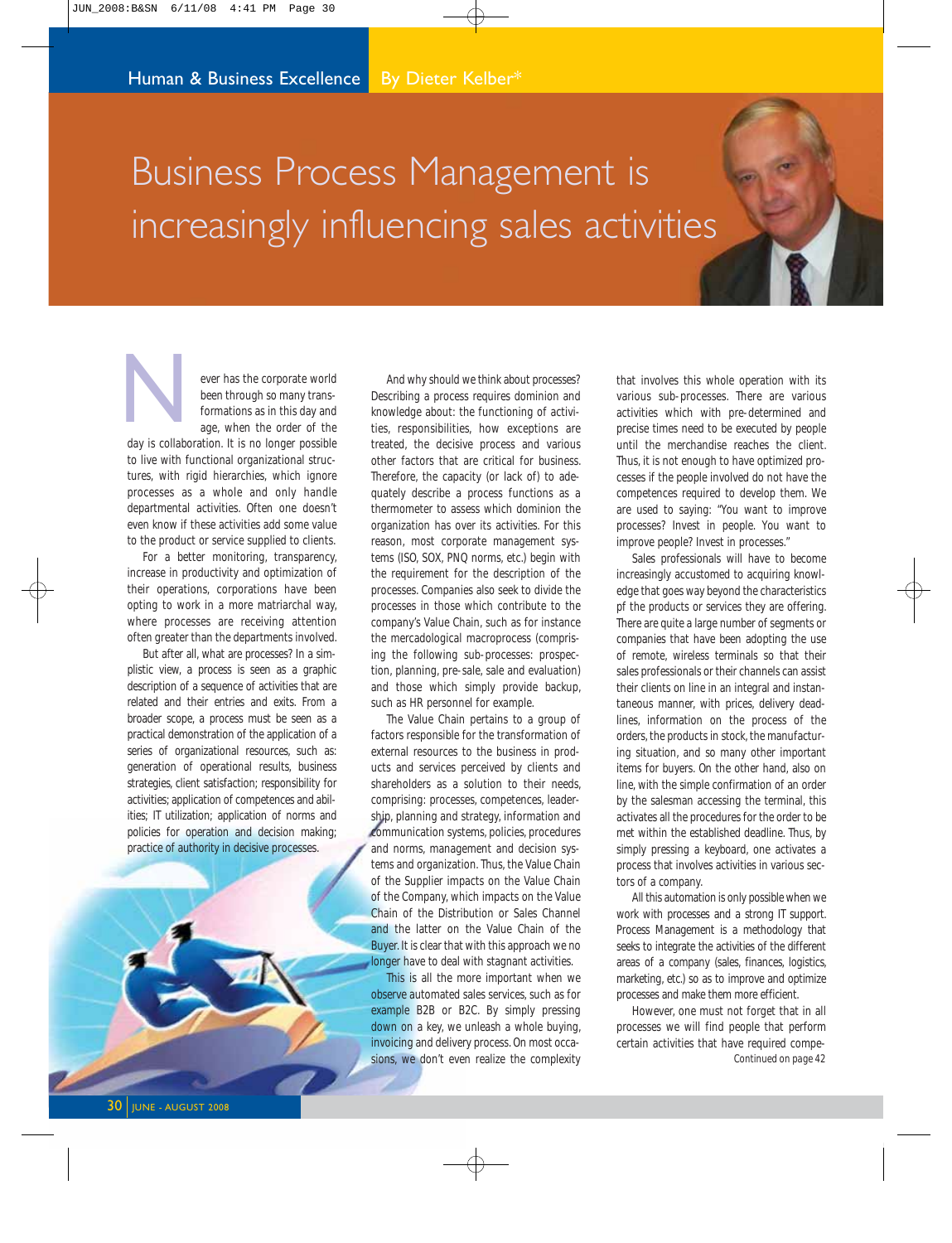Human & Business Excellence By Dieter Kelber*

# Business Process Management is increasingly influencing sales activities

Never has the corporate world been through so many transformations as in this day and age, when the order of the day is collaboration. It is no longer possible to live with functional organizational structures, with rigid hierarchies, which ignore processes as a whole and only handle departmental activities. Often one doesn't even know if these activities add some value to the product or service supplied to clients.

For a better monitoring, transparency, increase in productivity and optimization of their operations, corporations have been opting to work in a more matriarchal way, where processes are receiving attention often greater than the departments involved.

But after all, what are processes? In a simplistic view, a process is seen as a graphic description of a sequence of activities that are related and their entries and exits. From a broader scope, a process must be seen as a practical demonstration of the application of a series of organizational resources, such as: generation of operational results, business strategies, client satisfaction; responsibility for activities; application of competences and abilities; IT utilization; application of norms and policies for operation and decision making; practice of authority in decisive processes.

And why should we think about processes? Describing a process requires dominion and knowledge about: the functioning of activities, responsibilities, how exceptions are treated, the decisive process and various other factors that are critical for business. Therefore, the capacity (or lack of) to adequately describe a process functions as a thermometer to assess which dominion the organization has over its activities. For this reason, most corporate management systems (ISO, SOX, PNQ norms, etc.) begin with the requirement for the description of the processes. Companies also seek to divide the processes in those which contribute to the company's Value Chain, such as for instance the mercadological macroprocess (comprising the following sub-processes: prospection, planning, pre-sale, sale and evaluation) and those which simply provide backup, such as HR personnel for example.

The Value Chain pertains to a group of factors responsible for the transformation of external resources to the business in products and services perceived by clients and shareholders as a solution to their needs, comprising: processes, competences, leadership, planning and strategy, information and communication systems, policies, procedures and norms, management and decision systems and organization. Thus, the Value Chain of the Supplier impacts on the Value Chain of the Company, which impacts on the Value Chain of the Distribution or Sales Channel and the latter on the Value Chain of the Buyer. It is clear that with this approach we no longer have to deal with stagnant activities.

This is all the more important when we observe automated sales services, such as for example B2B or B2C. By simply pressing down on a key, we unleash a whole buying, invoicing and delivery process. On most occasions, we don't even realize the complexity that involves this whole operation with its various sub-processes. There are various activities which with pre-determined and precise times need to be executed by people until the merchandise reaches the client. Thus, it is not enough to have optimized processes if the people involved do not have the competences required to develop them. We are used to saying: "You want to improve processes? Invest in people. You want to improve people? Invest in processes."

Sales professionals will have to become increasingly accustomed to acquiring knowledge that goes way beyond the characteristics pf the products or services they are offering. There are quite a large number of segments or companies that have been adopting the use of remote, wireless terminals so that their sales professionals or their channels can assist their clients on line in an integral and instantaneous manner, with prices, delivery deadlines, information on the process of the orders, the products in stock, the manufacturing situation, and so many other important items for buyers. On the other hand, also on line, with the simple confirmation of an order by the salesman accessing the terminal, this activates all the procedures for the order to be met within the established deadline. Thus, by simply pressing a keyboard, one activates a process that involves activities in various sectors of a company.

All this automation is only possible when we work with processes and a strong IT support. Process Management is a methodology that seeks to integrate the activities of the different areas of a company (sales, finances, logistics, marketing, etc.) so as to improve and optimize processes and make them more efficient.

However, one must not forget that in all processes we will find people that perform certain activities that have required compe-

Continued on page 42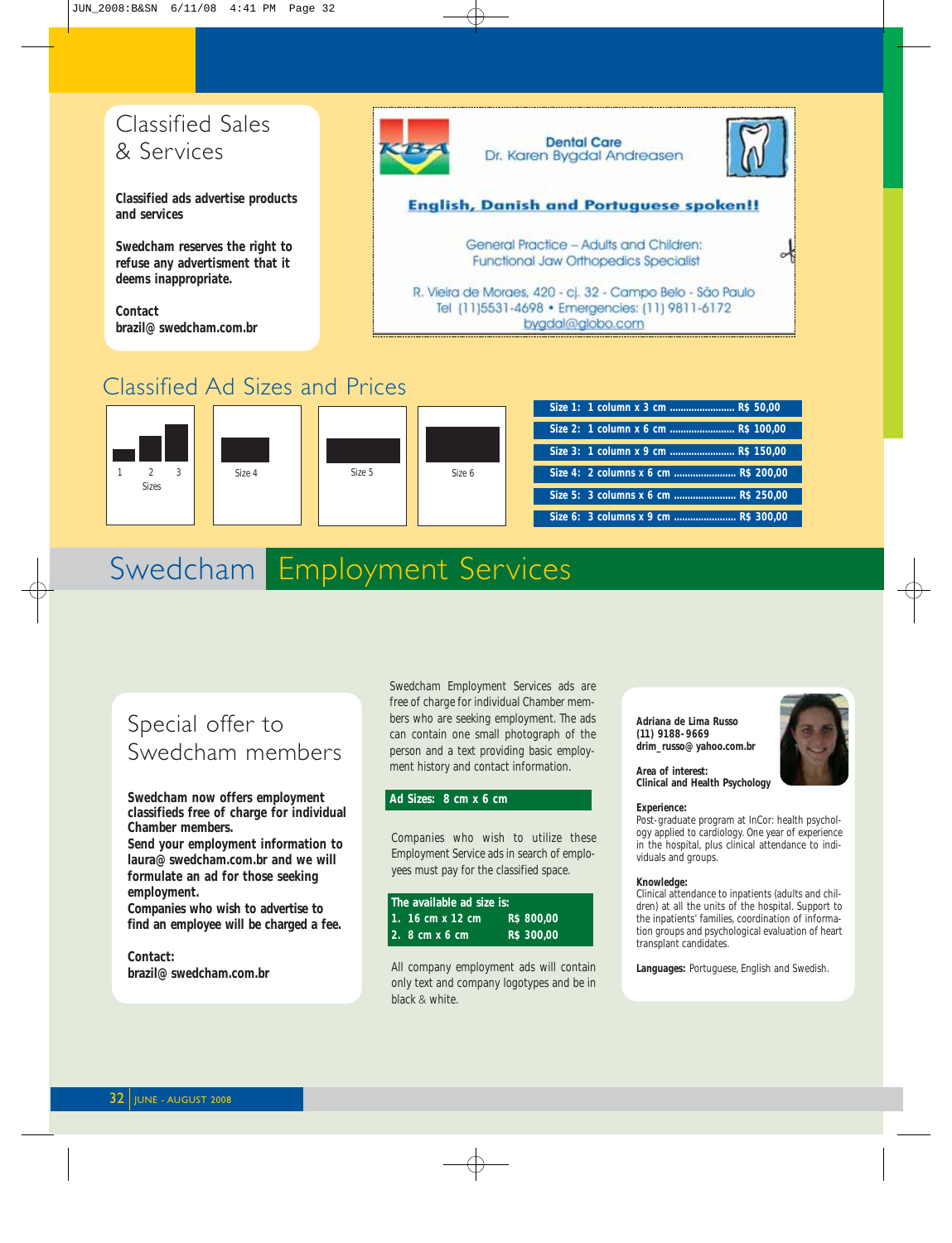# Classified Sales & Services

**Classified ads advertise products and services**

**Swedcham reserves the right to refuse any advertisment that it deems inappropriate.**

**Contact**
**brazil@ swedcham.com.br**

KBA

**Dental Care**
Dr. Karen Bygdal Andreasen

**English, Danish and Portuguese spoken!!**

General Practice – Adults and Children:
Functional Jaw Orthopedics Specialist

R. Vieira de Moraes, 420 - cj. 32 - Campo Belo - São Paulo
Tel (11)5531-4698 • Emergencies: (11) 9811-6172
bygdal@globo.com

## Classified Ad Sizes and Prices

1 2 3
Sizes

Size 4

Size 5

Size 6

| Size | Dimensions | Price |
|---|---|---|
| Size 1: | 1 column x 3 cm | R$ 50,00 |
| Size 2: | 1 column x 6 cm | R$ 100,00 |
| Size 3: | 1 column x 9 cm | R$ 150,00 |
| Size 4: | 2 columns x 6 cm | R$ 200,00 |
| Size 5: | 3 columns x 6 cm | R$ 250,00 |
| Size 6: | 3 columns x 9 cm | R$ 300,00 |

# Swedcham Employment Services

## Special offer to Swedcham members

**Swedcham now offers employment classifieds free of charge for individual Chamber members.**
**Send your employment information to laura@ swedcham.com.br and we will formulate an ad for those seeking employment.**
**Companies who wish to advertise to find an employee will be charged a fee.**

**Contact:**
**brazil@ swedcham.com.br**

Swedcham Employment Services ads are free of charge for individual Chamber members who are seeking employment. The ads can contain one small photograph of the person and a text providing basic employment history and contact information.

**Ad Sizes: 8 cm x 6 cm**

Companies who wish to utilize these Employment Service ads in search of employees must pay for the classified space.

**The available ad size is:**

| | |
|---|---|
| 1. 16 cm x 12 cm | R$ 800,00 |
| 2. 8 cm x 6 cm | R$ 300,00 |

All company employment ads will contain only text and company logotypes and be in black & white.

**Adriana de Lima Russo**
**(11) 9188-9669**
**drim_russo@ yahoo.com.br**

**Area of interest:**
**Clinical and Health Psychology**

**Experience:**
Post-graduate program at InCor: health psychology applied to cardiology. One year of experience in the hospital, plus clinical attendance to individuals and groups.

**Knowledge:**
Clinical attendance to inpatients (adults and children) at all the units of the hospital. Support to the inpatients' families, coordination of information groups and psychological evaluation of heart transplant candidates.

**Languages:** Portuguese, English and Swedish.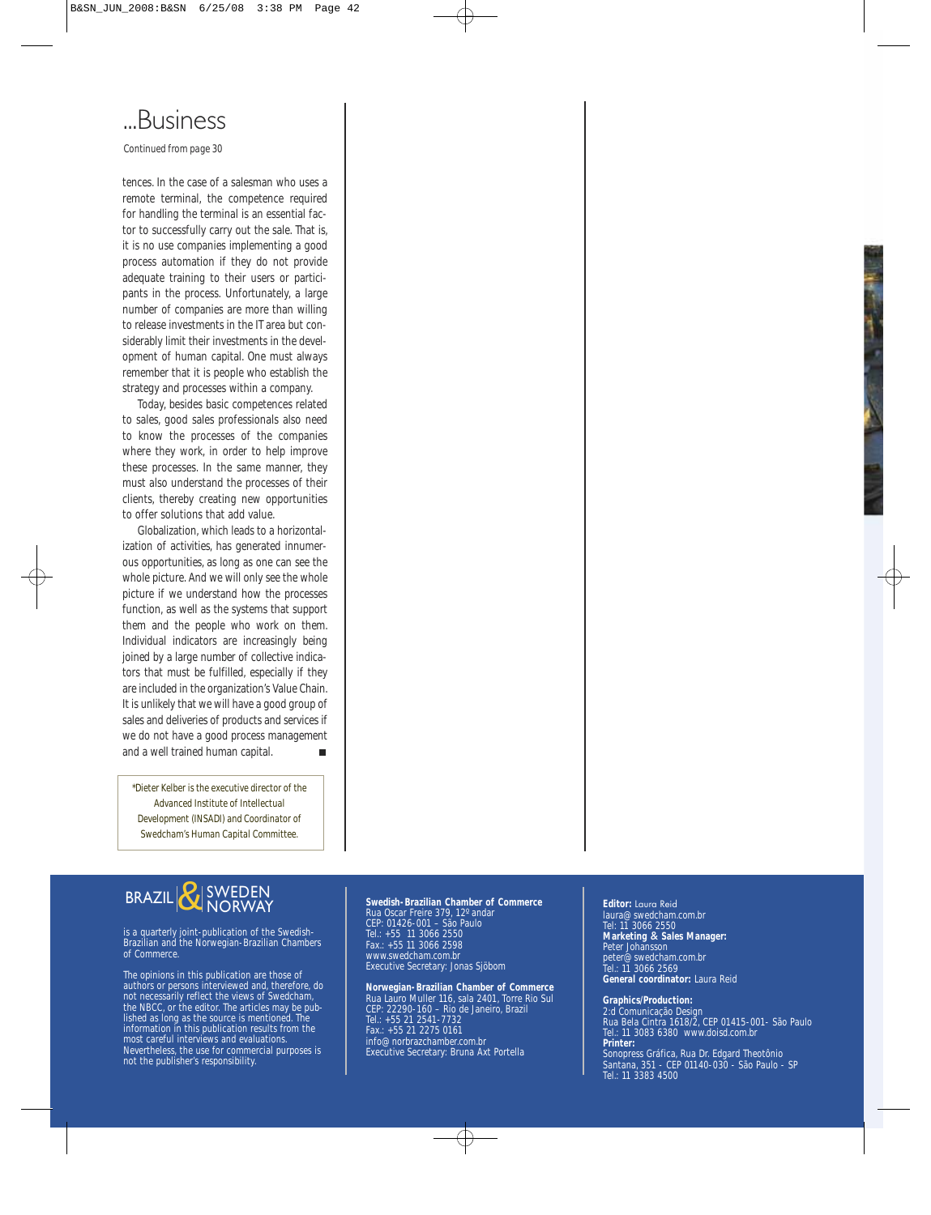# ...Business

*Continued from page 30*

tences. In the case of a salesman who uses a remote terminal, the competence required for handling the terminal is an essential factor to successfully carry out the sale. That is, it is no use companies implementing a good process automation if they do not provide adequate training to their users or participants in the process. Unfortunately, a large number of companies are more than willing to release investments in the IT area but considerably limit their investments in the development of human capital. One must always remember that it is people who establish the strategy and processes within a company.

Today, besides basic competences related to sales, good sales professionals also need to know the processes of the companies where they work, in order to help improve these processes. In the same manner, they must also understand the processes of their clients, thereby creating new opportunities to offer solutions that add value.

Globalization, which leads to a horizontalization of activities, has generated innumerous opportunities, as long as one can see the whole picture. And we will only see the whole picture if we understand how the processes function, as well as the systems that support them and the people who work on them. Individual indicators are increasingly being joined by a large number of collective indicators that must be fulfilled, especially if they are included in the organization's Value Chain. It is unlikely that we will have a good group of sales and deliveries of products and services if we do not have a good process management and a well trained human capital. ■

*Dieter Kelber is the executive director of the Advanced Institute of Intellectual Development (INSADI) and Coordinator of Swedcham's Human Capital Committee.

---

BRAZIL & SWEDEN NORWAY

is a quarterly joint-publication of the Swedish-Brazilian and the Norwegian-Brazilian Chambers of Commerce.

The opinions in this publication are those of authors or persons interviewed and, therefore, do not necessarily reflect the views of Swedcham, the NBCC, or the editor. The articles may be published as long as the source is mentioned. The information in this publication results from the most careful interviews and evaluations. Nevertheless, the use for commercial purposes is not the publisher's responsibility.

**Swedish-Brazilian Chamber of Commerce**
Rua Oscar Freire 379, 12º andar
CEP: 01426-001 – São Paulo
Tel.: +55 11 3066 2550
Fax.: +55 11 3066 2598
www.swedcham.com.br
Executive Secretary: Jonas Sjöbom

**Norwegian-Brazilian Chamber of Commerce**
Rua Lauro Muller 116, sala 2401, Torre Rio Sul
CEP: 22290-160 – Rio de Janeiro, Brazil
Tel.: +55 21 2541-7732
Fax.: +55 21 2275 0161
info@norbrazchamber.com.br
Executive Secretary: Bruna Axt Portella

**Editor:** Laura Reid
laura@swedcham.com.br
Tel: 11 3066 2550
**Marketing & Sales Manager:**
Peter Johansson
peter@swedcham.com.br
Tel.: 11 3066 2569
**General coordinator:** Laura Reid

**Graphics/Production:**
2:d Comunicação Design
Rua Bela Cintra 1618/2, CEP 01415-001- São Paulo
Tel.: 11 3083 6380 www.doisd.com.br
**Printer:**
Sonopress Gráfica, Rua Dr. Edgard Theotônio
Santana, 351 - CEP 01140-030 - São Paulo - SP
Tel.: 11 3383 4500